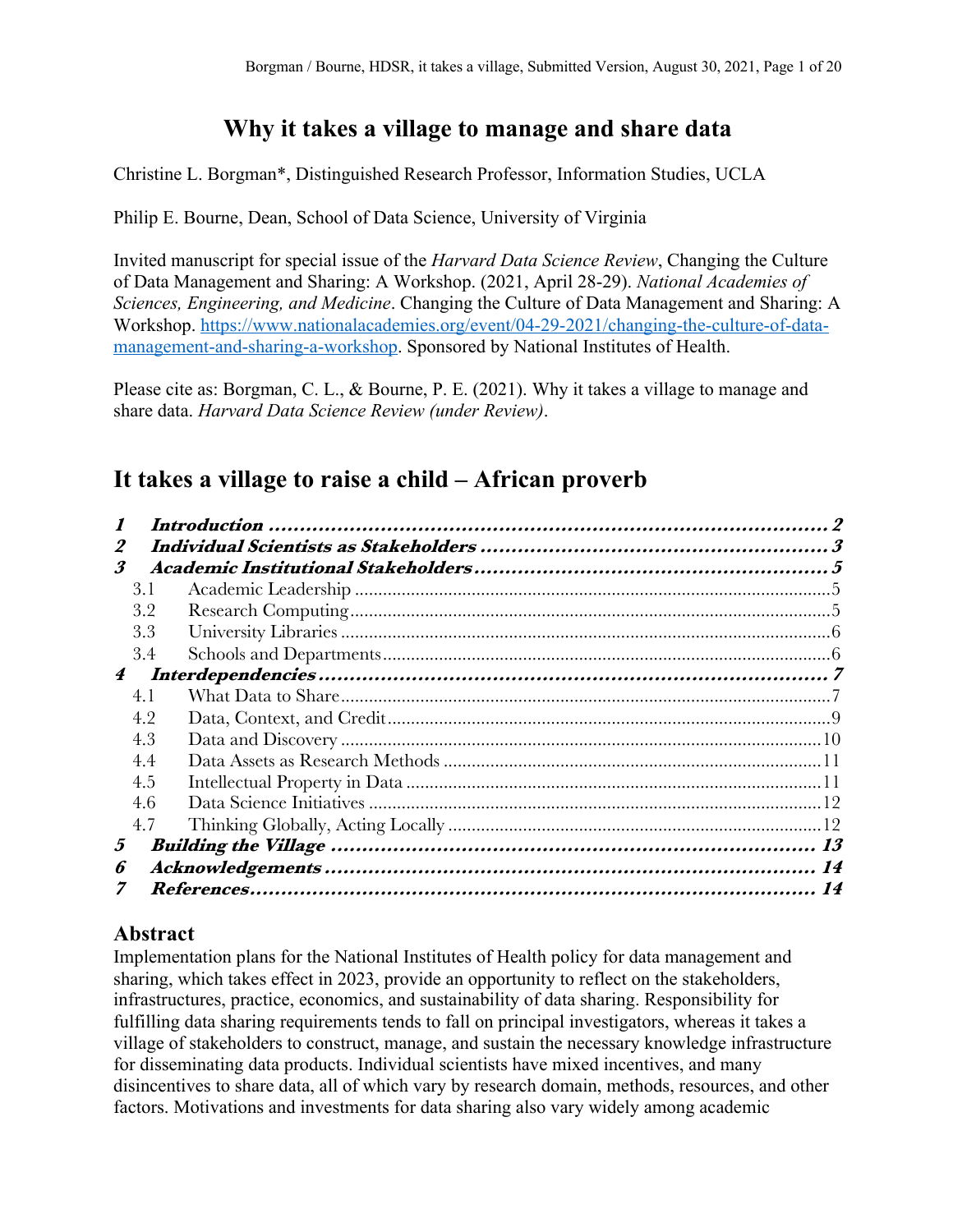# Why it takes a village to manage and share data

Christine L. Borgman*, Distinguished Research Professor, Information Studies, UCLA

Philip E. Bourne, Dean, School of Data Science, University of Virginia

Invited manuscript for special issue of the *Harvard Data Science Review*, Changing the Culture of Data Management and Sharing: A Workshop. (2021, April 28-29). *National Academies of Sciences, Engineering, and Medicine*. Changing the Culture of Data Management and Sharing: A Workshop. https://www.nationalacademies.org/event/04-29-2021/changing-the-culture-of-data-management-and-sharing-a-workshop. Sponsored by National Institutes of Health.

Please cite as: Borgman, C. L., & Bourne, P. E. (2021). Why it takes a village to manage and share data. *Harvard Data Science Review (under Review)*.

## It takes a village to raise a child – African proverb

- **1 Introduction** ........ 2
- **2 Individual Scientists as Stakeholders** ........ 3
- **3 Academic Institutional Stakeholders** ........ 5
  - 3.1 Academic Leadership ........ 5
  - 3.2 Research Computing ........ 5
  - 3.3 University Libraries ........ 6
  - 3.4 Schools and Departments ........ 6
- **4 Interdependencies** ........ 7
  - 4.1 What Data to Share ........ 7
  - 4.2 Data, Context, and Credit ........ 9
  - 4.3 Data and Discovery ........ 10
  - 4.4 Data Assets as Research Methods ........ 11
  - 4.5 Intellectual Property in Data ........ 11
  - 4.6 Data Science Initiatives ........ 12
  - 4.7 Thinking Globally, Acting Locally ........ 12
- **5 Building the Village** ........ 13
- **6 Acknowledgements** ........ 14
- **7 References** ........ 14

### Abstract

Implementation plans for the National Institutes of Health policy for data management and sharing, which takes effect in 2023, provide an opportunity to reflect on the stakeholders, infrastructures, practice, economics, and sustainability of data sharing. Responsibility for fulfilling data sharing requirements tends to fall on principal investigators, whereas it takes a village of stakeholders to construct, manage, and sustain the necessary knowledge infrastructure for disseminating data products. Individual scientists have mixed incentives, and many disincentives to share data, all of which vary by research domain, methods, resources, and other factors. Motivations and investments for data sharing also vary widely among academic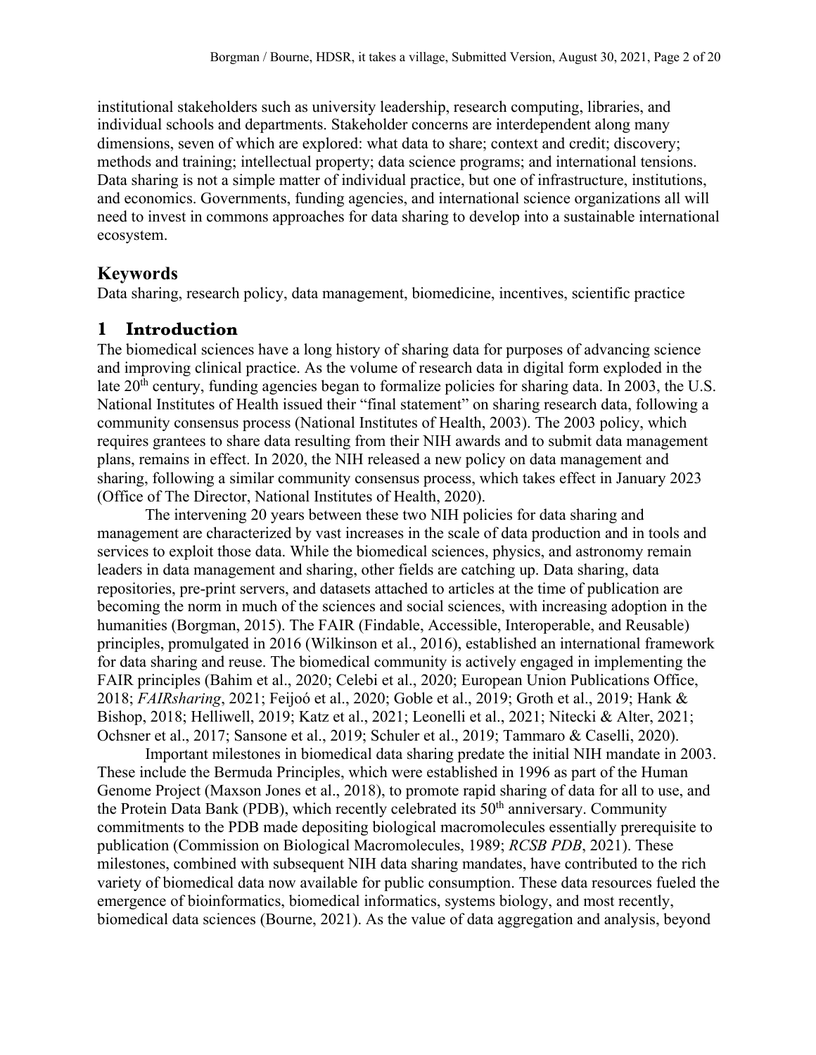institutional stakeholders such as university leadership, research computing, libraries, and individual schools and departments. Stakeholder concerns are interdependent along many dimensions, seven of which are explored: what data to share; context and credit; discovery; methods and training; intellectual property; data science programs; and international tensions. Data sharing is not a simple matter of individual practice, but one of infrastructure, institutions, and economics. Governments, funding agencies, and international science organizations all will need to invest in commons approaches for data sharing to develop into a sustainable international ecosystem.

## Keywords

Data sharing, research policy, data management, biomedicine, incentives, scientific practice

# 1 Introduction

The biomedical sciences have a long history of sharing data for purposes of advancing science and improving clinical practice. As the volume of research data in digital form exploded in the late 20th century, funding agencies began to formalize policies for sharing data. In 2003, the U.S. National Institutes of Health issued their "final statement" on sharing research data, following a community consensus process (National Institutes of Health, 2003). The 2003 policy, which requires grantees to share data resulting from their NIH awards and to submit data management plans, remains in effect. In 2020, the NIH released a new policy on data management and sharing, following a similar community consensus process, which takes effect in January 2023 (Office of The Director, National Institutes of Health, 2020).

The intervening 20 years between these two NIH policies for data sharing and management are characterized by vast increases in the scale of data production and in tools and services to exploit those data. While the biomedical sciences, physics, and astronomy remain leaders in data management and sharing, other fields are catching up. Data sharing, data repositories, pre-print servers, and datasets attached to articles at the time of publication are becoming the norm in much of the sciences and social sciences, with increasing adoption in the humanities (Borgman, 2015). The FAIR (Findable, Accessible, Interoperable, and Reusable) principles, promulgated in 2016 (Wilkinson et al., 2016), established an international framework for data sharing and reuse. The biomedical community is actively engaged in implementing the FAIR principles (Bahim et al., 2020; Celebi et al., 2020; European Union Publications Office, 2018; *FAIRsharing*, 2021; Feijoó et al., 2020; Goble et al., 2019; Groth et al., 2019; Hank & Bishop, 2018; Helliwell, 2019; Katz et al., 2021; Leonelli et al., 2021; Nitecki & Alter, 2021; Ochsner et al., 2017; Sansone et al., 2019; Schuler et al., 2019; Tammaro & Caselli, 2020).

Important milestones in biomedical data sharing predate the initial NIH mandate in 2003. These include the Bermuda Principles, which were established in 1996 as part of the Human Genome Project (Maxson Jones et al., 2018), to promote rapid sharing of data for all to use, and the Protein Data Bank (PDB), which recently celebrated its 50th anniversary. Community commitments to the PDB made depositing biological macromolecules essentially prerequisite to publication (Commission on Biological Macromolecules, 1989; *RCSB PDB*, 2021). These milestones, combined with subsequent NIH data sharing mandates, have contributed to the rich variety of biomedical data now available for public consumption. These data resources fueled the emergence of bioinformatics, biomedical informatics, systems biology, and most recently, biomedical data sciences (Bourne, 2021). As the value of data aggregation and analysis, beyond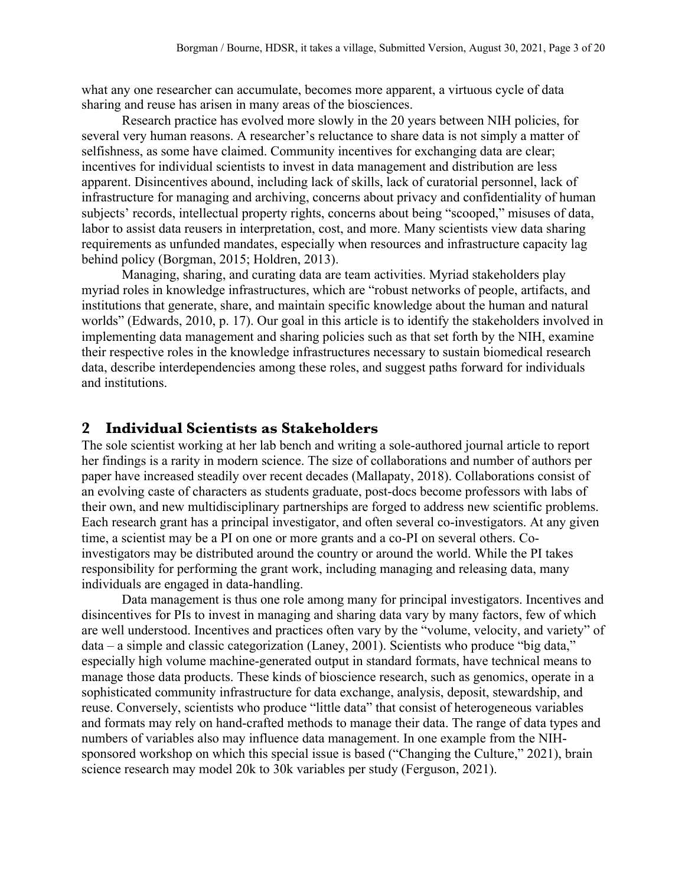what any one researcher can accumulate, becomes more apparent, a virtuous cycle of data sharing and reuse has arisen in many areas of the biosciences.

Research practice has evolved more slowly in the 20 years between NIH policies, for several very human reasons. A researcher's reluctance to share data is not simply a matter of selfishness, as some have claimed. Community incentives for exchanging data are clear; incentives for individual scientists to invest in data management and distribution are less apparent. Disincentives abound, including lack of skills, lack of curatorial personnel, lack of infrastructure for managing and archiving, concerns about privacy and confidentiality of human subjects' records, intellectual property rights, concerns about being "scooped," misuses of data, labor to assist data reusers in interpretation, cost, and more. Many scientists view data sharing requirements as unfunded mandates, especially when resources and infrastructure capacity lag behind policy (Borgman, 2015; Holdren, 2013).

Managing, sharing, and curating data are team activities. Myriad stakeholders play myriad roles in knowledge infrastructures, which are "robust networks of people, artifacts, and institutions that generate, share, and maintain specific knowledge about the human and natural worlds" (Edwards, 2010, p. 17). Our goal in this article is to identify the stakeholders involved in implementing data management and sharing policies such as that set forth by the NIH, examine their respective roles in the knowledge infrastructures necessary to sustain biomedical research data, describe interdependencies among these roles, and suggest paths forward for individuals and institutions.

## 2 Individual Scientists as Stakeholders

The sole scientist working at her lab bench and writing a sole-authored journal article to report her findings is a rarity in modern science. The size of collaborations and number of authors per paper have increased steadily over recent decades (Mallapaty, 2018). Collaborations consist of an evolving caste of characters as students graduate, post-docs become professors with labs of their own, and new multidisciplinary partnerships are forged to address new scientific problems. Each research grant has a principal investigator, and often several co-investigators. At any given time, a scientist may be a PI on one or more grants and a co-PI on several others. Co-investigators may be distributed around the country or around the world. While the PI takes responsibility for performing the grant work, including managing and releasing data, many individuals are engaged in data-handling.

Data management is thus one role among many for principal investigators. Incentives and disincentives for PIs to invest in managing and sharing data vary by many factors, few of which are well understood. Incentives and practices often vary by the "volume, velocity, and variety" of data – a simple and classic categorization (Laney, 2001). Scientists who produce "big data," especially high volume machine-generated output in standard formats, have technical means to manage those data products. These kinds of bioscience research, such as genomics, operate in a sophisticated community infrastructure for data exchange, analysis, deposit, stewardship, and reuse. Conversely, scientists who produce "little data" that consist of heterogeneous variables and formats may rely on hand-crafted methods to manage their data. The range of data types and numbers of variables also may influence data management. In one example from the NIH-sponsored workshop on which this special issue is based ("Changing the Culture," 2021), brain science research may model 20k to 30k variables per study (Ferguson, 2021).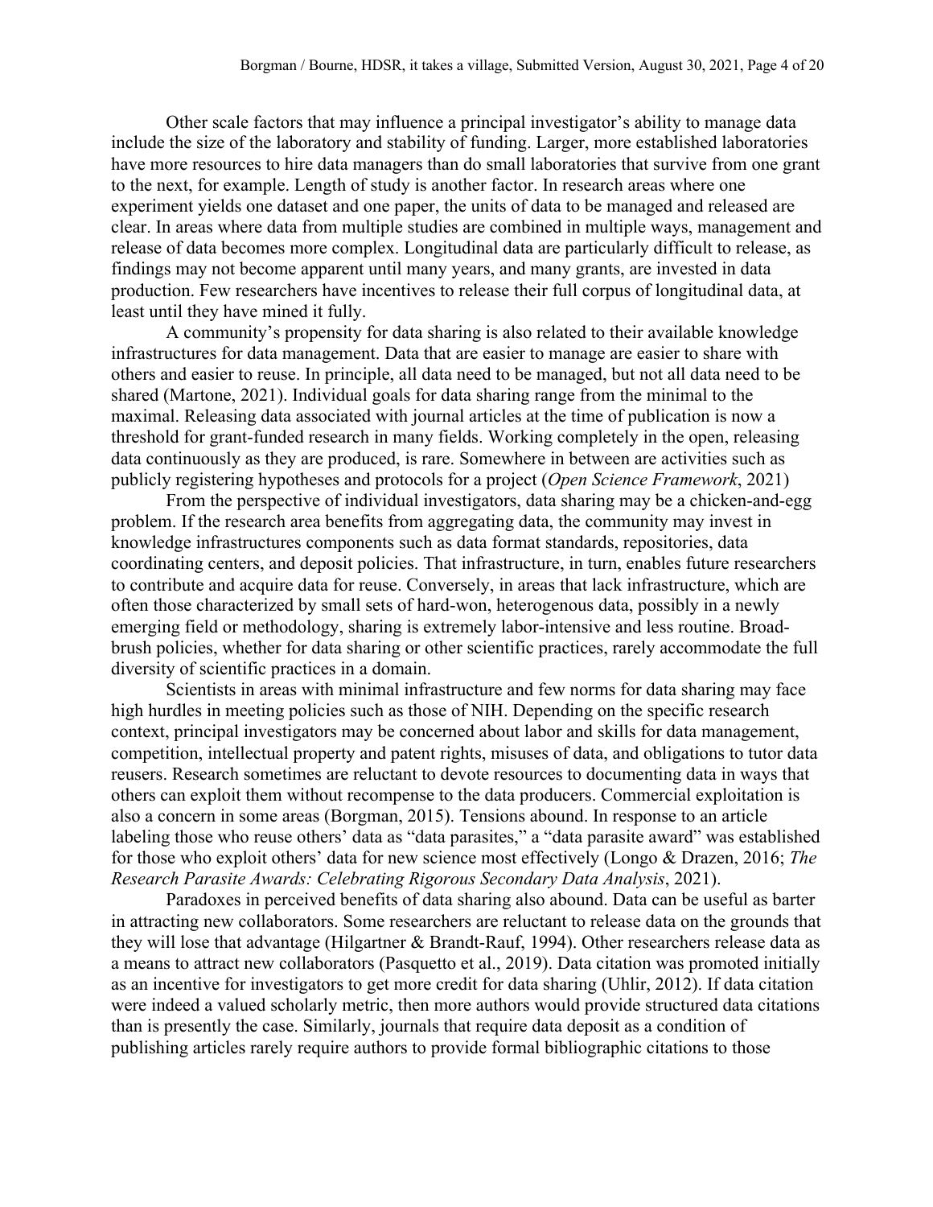Other scale factors that may influence a principal investigator's ability to manage data include the size of the laboratory and stability of funding. Larger, more established laboratories have more resources to hire data managers than do small laboratories that survive from one grant to the next, for example. Length of study is another factor. In research areas where one experiment yields one dataset and one paper, the units of data to be managed and released are clear. In areas where data from multiple studies are combined in multiple ways, management and release of data becomes more complex. Longitudinal data are particularly difficult to release, as findings may not become apparent until many years, and many grants, are invested in data production. Few researchers have incentives to release their full corpus of longitudinal data, at least until they have mined it fully.

A community's propensity for data sharing is also related to their available knowledge infrastructures for data management. Data that are easier to manage are easier to share with others and easier to reuse. In principle, all data need to be managed, but not all data need to be shared (Martone, 2021). Individual goals for data sharing range from the minimal to the maximal. Releasing data associated with journal articles at the time of publication is now a threshold for grant-funded research in many fields. Working completely in the open, releasing data continuously as they are produced, is rare. Somewhere in between are activities such as publicly registering hypotheses and protocols for a project (*Open Science Framework*, 2021)

From the perspective of individual investigators, data sharing may be a chicken-and-egg problem. If the research area benefits from aggregating data, the community may invest in knowledge infrastructures components such as data format standards, repositories, data coordinating centers, and deposit policies. That infrastructure, in turn, enables future researchers to contribute and acquire data for reuse. Conversely, in areas that lack infrastructure, which are often those characterized by small sets of hard-won, heterogenous data, possibly in a newly emerging field or methodology, sharing is extremely labor-intensive and less routine. Broad-brush policies, whether for data sharing or other scientific practices, rarely accommodate the full diversity of scientific practices in a domain.

Scientists in areas with minimal infrastructure and few norms for data sharing may face high hurdles in meeting policies such as those of NIH. Depending on the specific research context, principal investigators may be concerned about labor and skills for data management, competition, intellectual property and patent rights, misuses of data, and obligations to tutor data reusers. Research sometimes are reluctant to devote resources to documenting data in ways that others can exploit them without recompense to the data producers. Commercial exploitation is also a concern in some areas (Borgman, 2015). Tensions abound. In response to an article labeling those who reuse others' data as "data parasites," a "data parasite award" was established for those who exploit others' data for new science most effectively (Longo & Drazen, 2016; *The Research Parasite Awards: Celebrating Rigorous Secondary Data Analysis*, 2021).

Paradoxes in perceived benefits of data sharing also abound. Data can be useful as barter in attracting new collaborators. Some researchers are reluctant to release data on the grounds that they will lose that advantage (Hilgartner & Brandt-Rauf, 1994). Other researchers release data as a means to attract new collaborators (Pasquetto et al., 2019). Data citation was promoted initially as an incentive for investigators to get more credit for data sharing (Uhlir, 2012). If data citation were indeed a valued scholarly metric, then more authors would provide structured data citations than is presently the case. Similarly, journals that require data deposit as a condition of publishing articles rarely require authors to provide formal bibliographic citations to those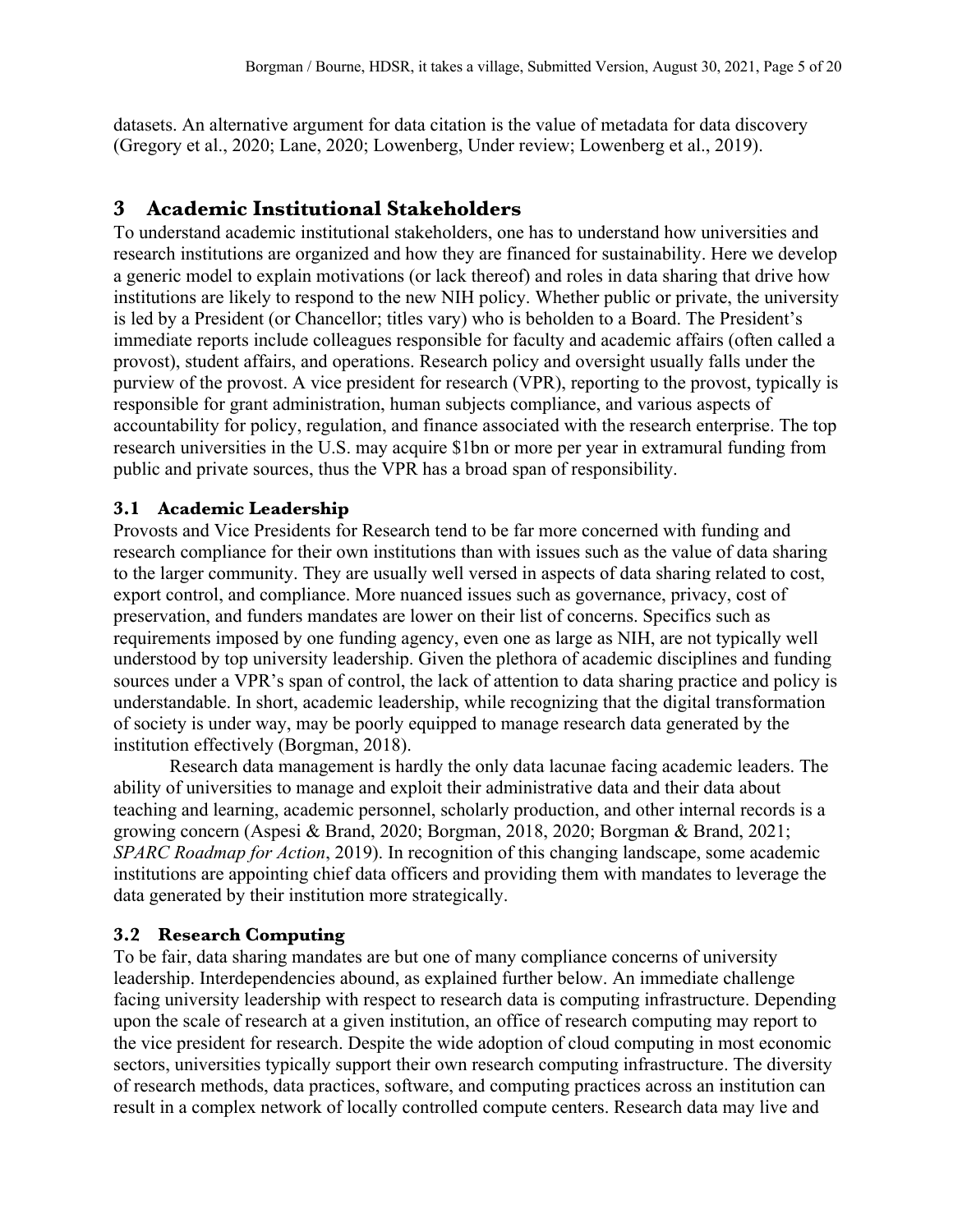datasets. An alternative argument for data citation is the value of metadata for data discovery (Gregory et al., 2020; Lane, 2020; Lowenberg, Under review; Lowenberg et al., 2019).

# 3 Academic Institutional Stakeholders

To understand academic institutional stakeholders, one has to understand how universities and research institutions are organized and how they are financed for sustainability. Here we develop a generic model to explain motivations (or lack thereof) and roles in data sharing that drive how institutions are likely to respond to the new NIH policy. Whether public or private, the university is led by a President (or Chancellor; titles vary) who is beholden to a Board. The President's immediate reports include colleagues responsible for faculty and academic affairs (often called a provost), student affairs, and operations. Research policy and oversight usually falls under the purview of the provost. A vice president for research (VPR), reporting to the provost, typically is responsible for grant administration, human subjects compliance, and various aspects of accountability for policy, regulation, and finance associated with the research enterprise. The top research universities in the U.S. may acquire \$1bn or more per year in extramural funding from public and private sources, thus the VPR has a broad span of responsibility.

## 3.1 Academic Leadership

Provosts and Vice Presidents for Research tend to be far more concerned with funding and research compliance for their own institutions than with issues such as the value of data sharing to the larger community. They are usually well versed in aspects of data sharing related to cost, export control, and compliance. More nuanced issues such as governance, privacy, cost of preservation, and funders mandates are lower on their list of concerns. Specifics such as requirements imposed by one funding agency, even one as large as NIH, are not typically well understood by top university leadership. Given the plethora of academic disciplines and funding sources under a VPR's span of control, the lack of attention to data sharing practice and policy is understandable. In short, academic leadership, while recognizing that the digital transformation of society is under way, may be poorly equipped to manage research data generated by the institution effectively (Borgman, 2018).

Research data management is hardly the only data lacunae facing academic leaders. The ability of universities to manage and exploit their administrative data and their data about teaching and learning, academic personnel, scholarly production, and other internal records is a growing concern (Aspesi & Brand, 2020; Borgman, 2018, 2020; Borgman & Brand, 2021; *SPARC Roadmap for Action*, 2019). In recognition of this changing landscape, some academic institutions are appointing chief data officers and providing them with mandates to leverage the data generated by their institution more strategically.

## 3.2 Research Computing

To be fair, data sharing mandates are but one of many compliance concerns of university leadership. Interdependencies abound, as explained further below. An immediate challenge facing university leadership with respect to research data is computing infrastructure. Depending upon the scale of research at a given institution, an office of research computing may report to the vice president for research. Despite the wide adoption of cloud computing in most economic sectors, universities typically support their own research computing infrastructure. The diversity of research methods, data practices, software, and computing practices across an institution can result in a complex network of locally controlled compute centers. Research data may live and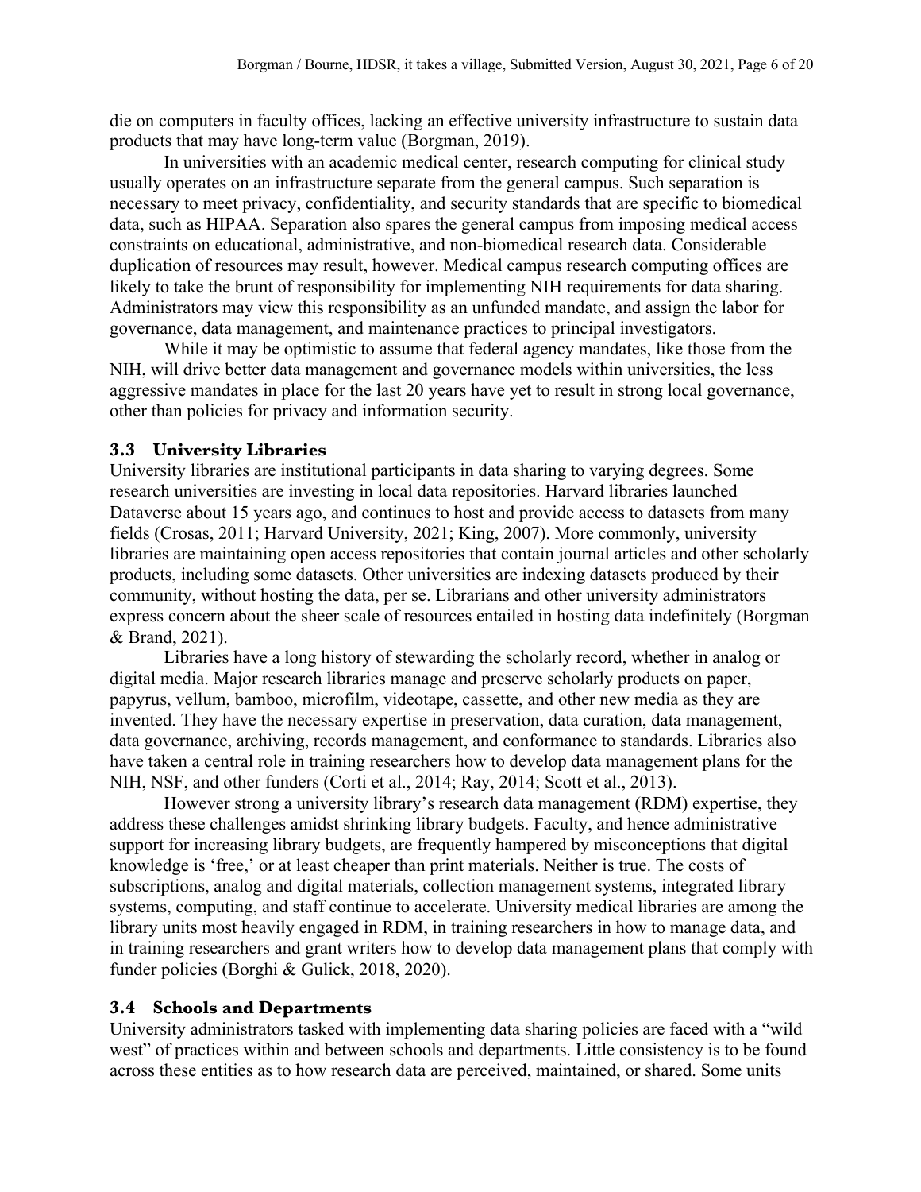die on computers in faculty offices, lacking an effective university infrastructure to sustain data products that may have long-term value (Borgman, 2019).

In universities with an academic medical center, research computing for clinical study usually operates on an infrastructure separate from the general campus. Such separation is necessary to meet privacy, confidentiality, and security standards that are specific to biomedical data, such as HIPAA. Separation also spares the general campus from imposing medical access constraints on educational, administrative, and non-biomedical research data. Considerable duplication of resources may result, however. Medical campus research computing offices are likely to take the brunt of responsibility for implementing NIH requirements for data sharing. Administrators may view this responsibility as an unfunded mandate, and assign the labor for governance, data management, and maintenance practices to principal investigators.

While it may be optimistic to assume that federal agency mandates, like those from the NIH, will drive better data management and governance models within universities, the less aggressive mandates in place for the last 20 years have yet to result in strong local governance, other than policies for privacy and information security.

### 3.3 University Libraries

University libraries are institutional participants in data sharing to varying degrees. Some research universities are investing in local data repositories. Harvard libraries launched Dataverse about 15 years ago, and continues to host and provide access to datasets from many fields (Crosas, 2011; Harvard University, 2021; King, 2007). More commonly, university libraries are maintaining open access repositories that contain journal articles and other scholarly products, including some datasets. Other universities are indexing datasets produced by their community, without hosting the data, per se. Librarians and other university administrators express concern about the sheer scale of resources entailed in hosting data indefinitely (Borgman & Brand, 2021).

Libraries have a long history of stewarding the scholarly record, whether in analog or digital media. Major research libraries manage and preserve scholarly products on paper, papyrus, vellum, bamboo, microfilm, videotape, cassette, and other new media as they are invented. They have the necessary expertise in preservation, data curation, data management, data governance, archiving, records management, and conformance to standards. Libraries also have taken a central role in training researchers how to develop data management plans for the NIH, NSF, and other funders (Corti et al., 2014; Ray, 2014; Scott et al., 2013).

However strong a university library's research data management (RDM) expertise, they address these challenges amidst shrinking library budgets. Faculty, and hence administrative support for increasing library budgets, are frequently hampered by misconceptions that digital knowledge is 'free,' or at least cheaper than print materials. Neither is true. The costs of subscriptions, analog and digital materials, collection management systems, integrated library systems, computing, and staff continue to accelerate. University medical libraries are among the library units most heavily engaged in RDM, in training researchers in how to manage data, and in training researchers and grant writers how to develop data management plans that comply with funder policies (Borghi & Gulick, 2018, 2020).

### 3.4 Schools and Departments

University administrators tasked with implementing data sharing policies are faced with a "wild west" of practices within and between schools and departments. Little consistency is to be found across these entities as to how research data are perceived, maintained, or shared. Some units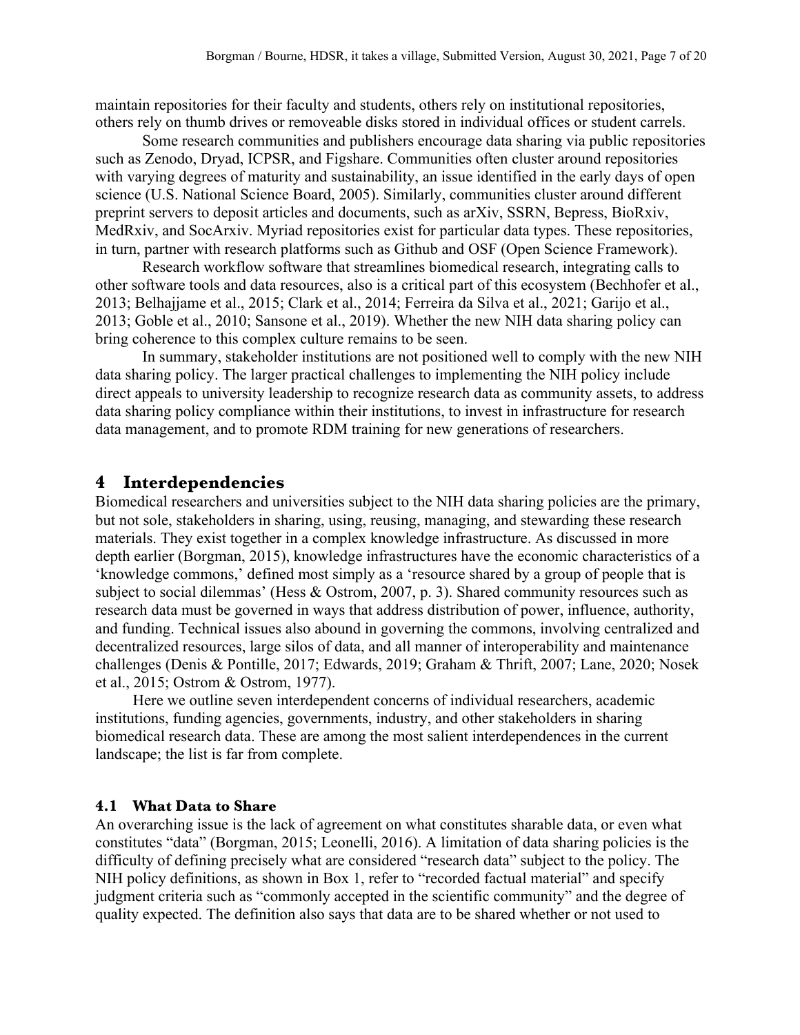maintain repositories for their faculty and students, others rely on institutional repositories, others rely on thumb drives or removeable disks stored in individual offices or student carrels.

Some research communities and publishers encourage data sharing via public repositories such as Zenodo, Dryad, ICPSR, and Figshare. Communities often cluster around repositories with varying degrees of maturity and sustainability, an issue identified in the early days of open science (U.S. National Science Board, 2005). Similarly, communities cluster around different preprint servers to deposit articles and documents, such as arXiv, SSRN, Bepress, BioRxiv, MedRxiv, and SocArxiv. Myriad repositories exist for particular data types. These repositories, in turn, partner with research platforms such as Github and OSF (Open Science Framework).

Research workflow software that streamlines biomedical research, integrating calls to other software tools and data resources, also is a critical part of this ecosystem (Bechhofer et al., 2013; Belhajjame et al., 2015; Clark et al., 2014; Ferreira da Silva et al., 2021; Garijo et al., 2013; Goble et al., 2010; Sansone et al., 2019). Whether the new NIH data sharing policy can bring coherence to this complex culture remains to be seen.

In summary, stakeholder institutions are not positioned well to comply with the new NIH data sharing policy. The larger practical challenges to implementing the NIH policy include direct appeals to university leadership to recognize research data as community assets, to address data sharing policy compliance within their institutions, to invest in infrastructure for research data management, and to promote RDM training for new generations of researchers.

# 4 Interdependencies

Biomedical researchers and universities subject to the NIH data sharing policies are the primary, but not sole, stakeholders in sharing, using, reusing, managing, and stewarding these research materials. They exist together in a complex knowledge infrastructure. As discussed in more depth earlier (Borgman, 2015), knowledge infrastructures have the economic characteristics of a 'knowledge commons,' defined most simply as a 'resource shared by a group of people that is subject to social dilemmas' (Hess & Ostrom, 2007, p. 3). Shared community resources such as research data must be governed in ways that address distribution of power, influence, authority, and funding. Technical issues also abound in governing the commons, involving centralized and decentralized resources, large silos of data, and all manner of interoperability and maintenance challenges (Denis & Pontille, 2017; Edwards, 2019; Graham & Thrift, 2007; Lane, 2020; Nosek et al., 2015; Ostrom & Ostrom, 1977).

Here we outline seven interdependent concerns of individual researchers, academic institutions, funding agencies, governments, industry, and other stakeholders in sharing biomedical research data. These are among the most salient interdependences in the current landscape; the list is far from complete.

## 4.1 What Data to Share

An overarching issue is the lack of agreement on what constitutes sharable data, or even what constitutes "data" (Borgman, 2015; Leonelli, 2016). A limitation of data sharing policies is the difficulty of defining precisely what are considered "research data" subject to the policy. The NIH policy definitions, as shown in Box 1, refer to "recorded factual material" and specify judgment criteria such as "commonly accepted in the scientific community" and the degree of quality expected. The definition also says that data are to be shared whether or not used to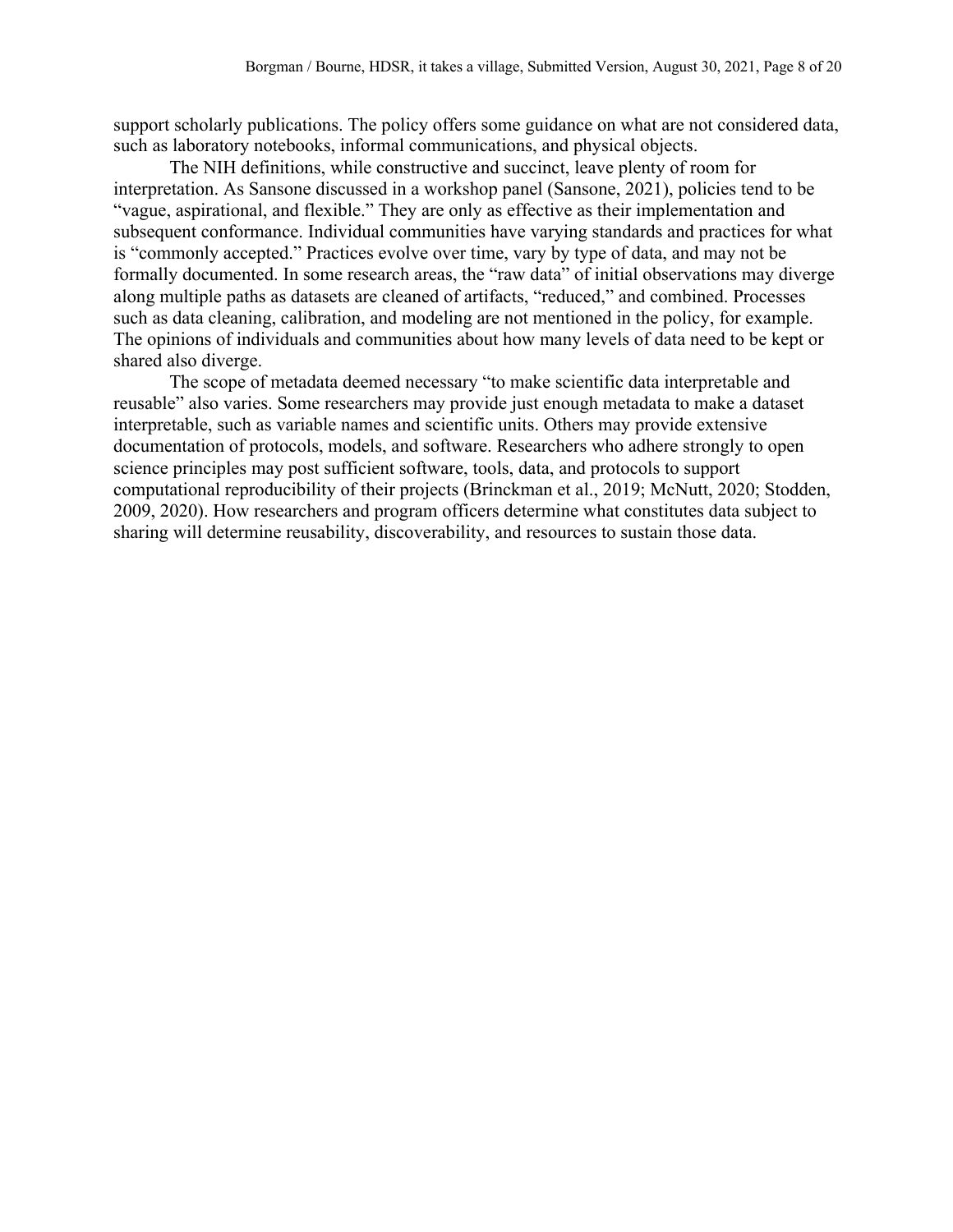support scholarly publications. The policy offers some guidance on what are not considered data, such as laboratory notebooks, informal communications, and physical objects.

The NIH definitions, while constructive and succinct, leave plenty of room for interpretation. As Sansone discussed in a workshop panel (Sansone, 2021), policies tend to be "vague, aspirational, and flexible." They are only as effective as their implementation and subsequent conformance. Individual communities have varying standards and practices for what is "commonly accepted." Practices evolve over time, vary by type of data, and may not be formally documented. In some research areas, the "raw data" of initial observations may diverge along multiple paths as datasets are cleaned of artifacts, "reduced," and combined. Processes such as data cleaning, calibration, and modeling are not mentioned in the policy, for example. The opinions of individuals and communities about how many levels of data need to be kept or shared also diverge.

The scope of metadata deemed necessary "to make scientific data interpretable and reusable" also varies. Some researchers may provide just enough metadata to make a dataset interpretable, such as variable names and scientific units. Others may provide extensive documentation of protocols, models, and software. Researchers who adhere strongly to open science principles may post sufficient software, tools, data, and protocols to support computational reproducibility of their projects (Brinckman et al., 2019; McNutt, 2020; Stodden, 2009, 2020). How researchers and program officers determine what constitutes data subject to sharing will determine reusability, discoverability, and resources to sustain those data.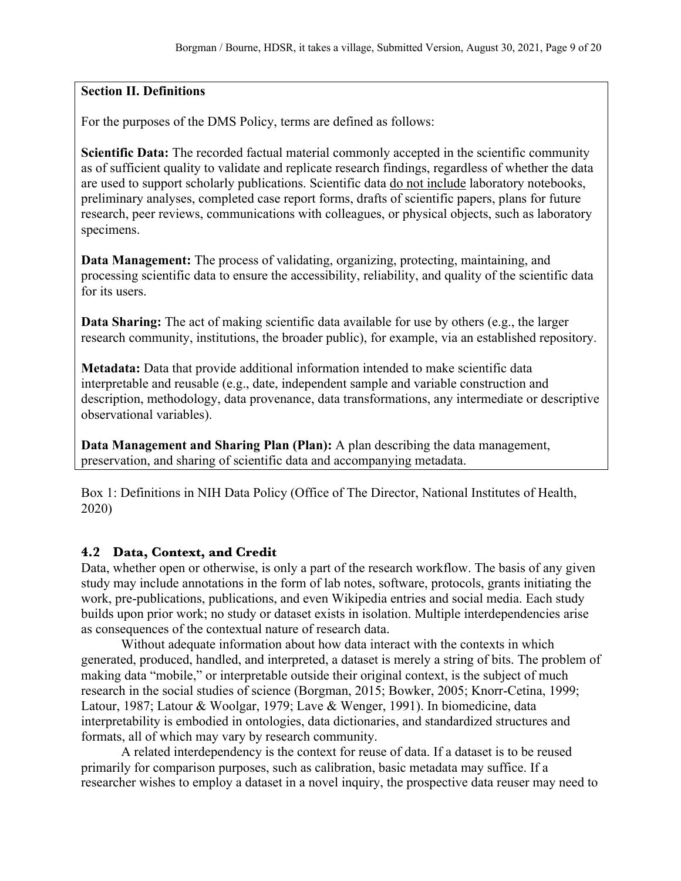**Section II. Definitions**

For the purposes of the DMS Policy, terms are defined as follows:

**Scientific Data:** The recorded factual material commonly accepted in the scientific community as of sufficient quality to validate and replicate research findings, regardless of whether the data are used to support scholarly publications. Scientific data <u>do not include</u> laboratory notebooks, preliminary analyses, completed case report forms, drafts of scientific papers, plans for future research, peer reviews, communications with colleagues, or physical objects, such as laboratory specimens.

**Data Management:** The process of validating, organizing, protecting, maintaining, and processing scientific data to ensure the accessibility, reliability, and quality of the scientific data for its users.

**Data Sharing:** The act of making scientific data available for use by others (e.g., the larger research community, institutions, the broader public), for example, via an established repository.

**Metadata:** Data that provide additional information intended to make scientific data interpretable and reusable (e.g., date, independent sample and variable construction and description, methodology, data provenance, data transformations, any intermediate or descriptive observational variables).

**Data Management and Sharing Plan (Plan):** A plan describing the data management, preservation, and sharing of scientific data and accompanying metadata.

Box 1: Definitions in NIH Data Policy (Office of The Director, National Institutes of Health, 2020)

## 4.2 Data, Context, and Credit

Data, whether open or otherwise, is only a part of the research workflow. The basis of any given study may include annotations in the form of lab notes, software, protocols, grants initiating the work, pre-publications, publications, and even Wikipedia entries and social media. Each study builds upon prior work; no study or dataset exists in isolation. Multiple interdependencies arise as consequences of the contextual nature of research data.

Without adequate information about how data interact with the contexts in which generated, produced, handled, and interpreted, a dataset is merely a string of bits. The problem of making data "mobile," or interpretable outside their original context, is the subject of much research in the social studies of science (Borgman, 2015; Bowker, 2005; Knorr-Cetina, 1999; Latour, 1987; Latour & Woolgar, 1979; Lave & Wenger, 1991). In biomedicine, data interpretability is embodied in ontologies, data dictionaries, and standardized structures and formats, all of which may vary by research community.

A related interdependency is the context for reuse of data. If a dataset is to be reused primarily for comparison purposes, such as calibration, basic metadata may suffice. If a researcher wishes to employ a dataset in a novel inquiry, the prospective data reuser may need to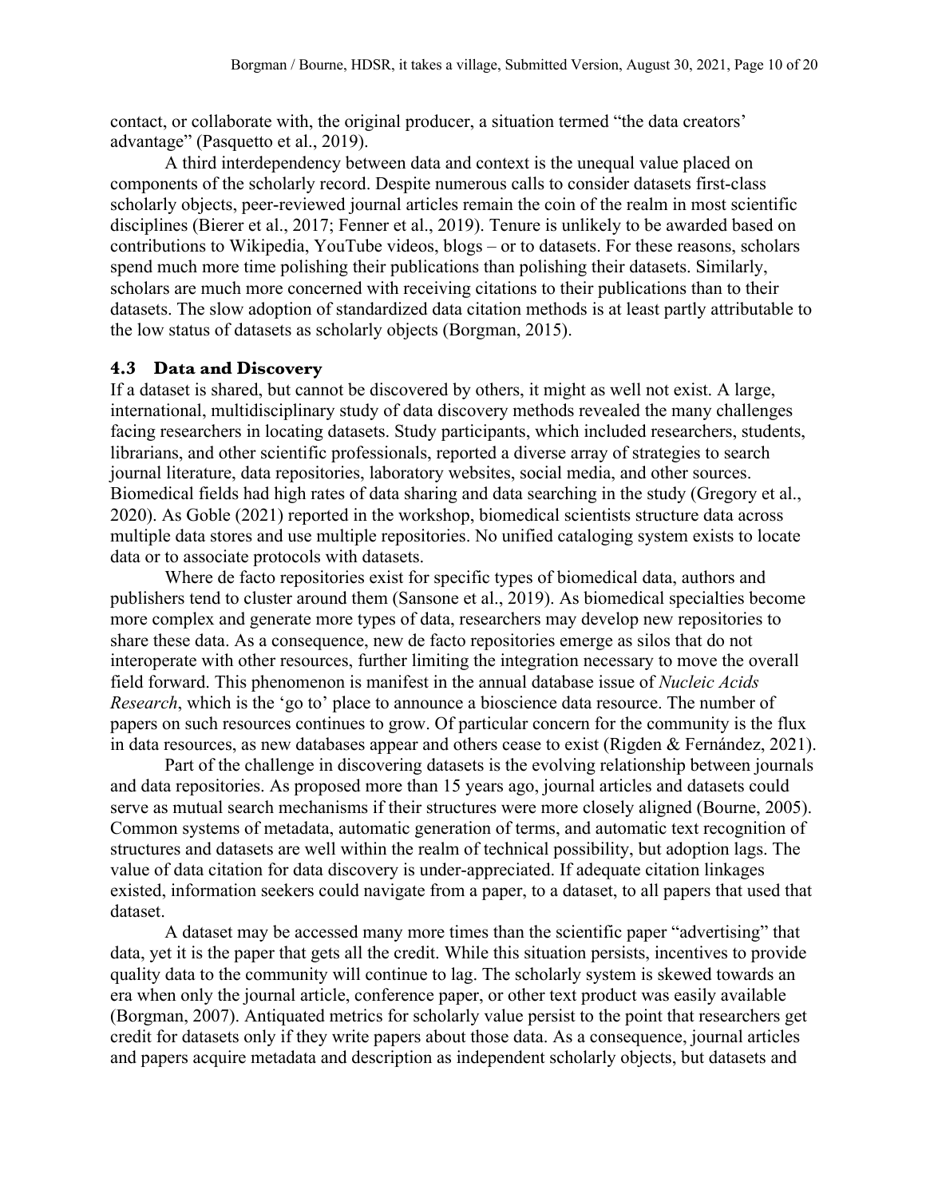contact, or collaborate with, the original producer, a situation termed "the data creators' advantage" (Pasquetto et al., 2019).

A third interdependency between data and context is the unequal value placed on components of the scholarly record. Despite numerous calls to consider datasets first-class scholarly objects, peer-reviewed journal articles remain the coin of the realm in most scientific disciplines (Bierer et al., 2017; Fenner et al., 2019). Tenure is unlikely to be awarded based on contributions to Wikipedia, YouTube videos, blogs – or to datasets. For these reasons, scholars spend much more time polishing their publications than polishing their datasets. Similarly, scholars are much more concerned with receiving citations to their publications than to their datasets. The slow adoption of standardized data citation methods is at least partly attributable to the low status of datasets as scholarly objects (Borgman, 2015).

### 4.3 Data and Discovery

If a dataset is shared, but cannot be discovered by others, it might as well not exist. A large, international, multidisciplinary study of data discovery methods revealed the many challenges facing researchers in locating datasets. Study participants, which included researchers, students, librarians, and other scientific professionals, reported a diverse array of strategies to search journal literature, data repositories, laboratory websites, social media, and other sources. Biomedical fields had high rates of data sharing and data searching in the study (Gregory et al., 2020). As Goble (2021) reported in the workshop, biomedical scientists structure data across multiple data stores and use multiple repositories. No unified cataloging system exists to locate data or to associate protocols with datasets.

Where de facto repositories exist for specific types of biomedical data, authors and publishers tend to cluster around them (Sansone et al., 2019). As biomedical specialties become more complex and generate more types of data, researchers may develop new repositories to share these data. As a consequence, new de facto repositories emerge as silos that do not interoperate with other resources, further limiting the integration necessary to move the overall field forward. This phenomenon is manifest in the annual database issue of *Nucleic Acids Research*, which is the 'go to' place to announce a bioscience data resource. The number of papers on such resources continues to grow. Of particular concern for the community is the flux in data resources, as new databases appear and others cease to exist (Rigden & Fernández, 2021).

Part of the challenge in discovering datasets is the evolving relationship between journals and data repositories. As proposed more than 15 years ago, journal articles and datasets could serve as mutual search mechanisms if their structures were more closely aligned (Bourne, 2005). Common systems of metadata, automatic generation of terms, and automatic text recognition of structures and datasets are well within the realm of technical possibility, but adoption lags. The value of data citation for data discovery is under-appreciated. If adequate citation linkages existed, information seekers could navigate from a paper, to a dataset, to all papers that used that dataset.

A dataset may be accessed many more times than the scientific paper "advertising" that data, yet it is the paper that gets all the credit. While this situation persists, incentives to provide quality data to the community will continue to lag. The scholarly system is skewed towards an era when only the journal article, conference paper, or other text product was easily available (Borgman, 2007). Antiquated metrics for scholarly value persist to the point that researchers get credit for datasets only if they write papers about those data. As a consequence, journal articles and papers acquire metadata and description as independent scholarly objects, but datasets and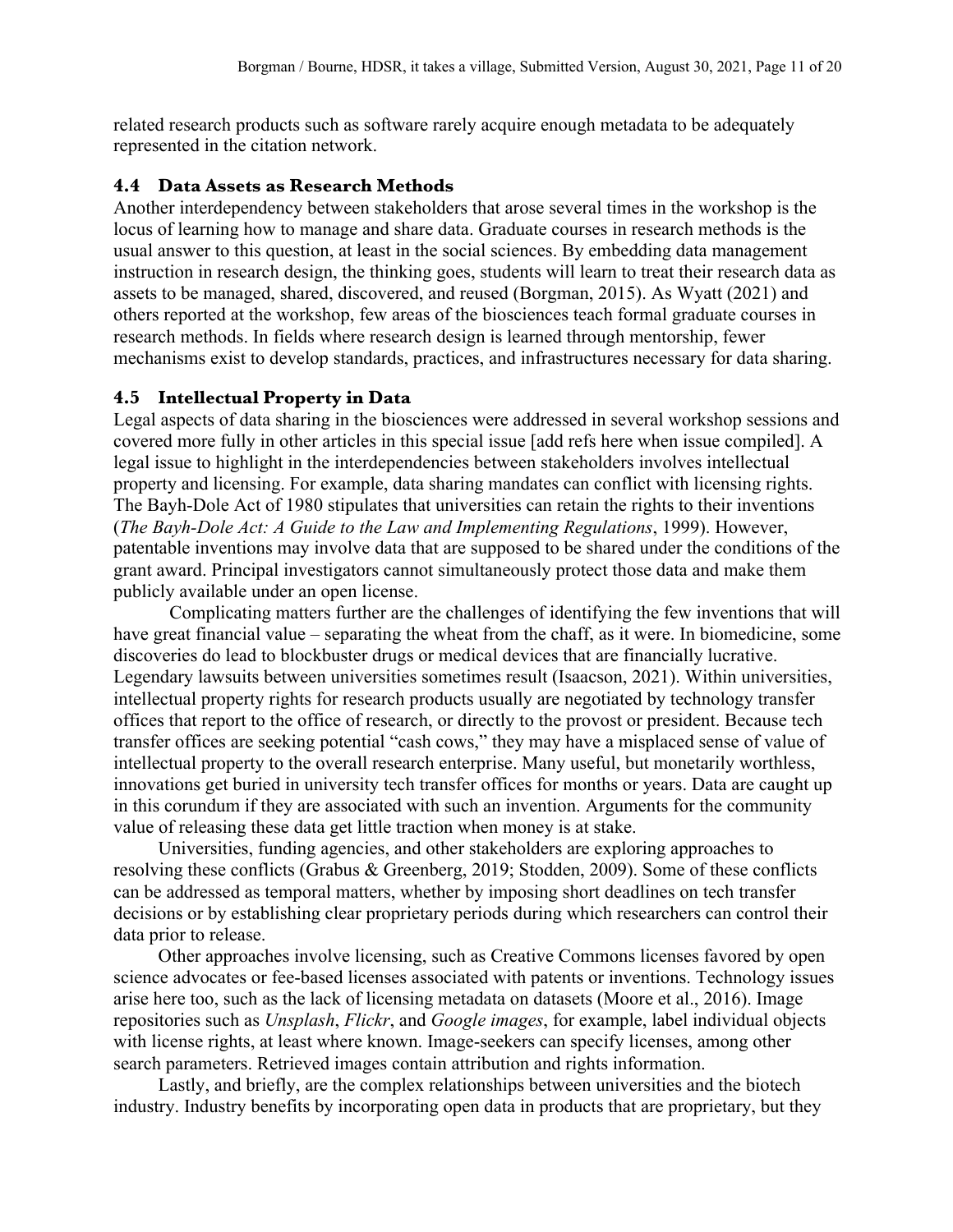related research products such as software rarely acquire enough metadata to be adequately represented in the citation network.

### 4.4 Data Assets as Research Methods

Another interdependency between stakeholders that arose several times in the workshop is the locus of learning how to manage and share data. Graduate courses in research methods is the usual answer to this question, at least in the social sciences. By embedding data management instruction in research design, the thinking goes, students will learn to treat their research data as assets to be managed, shared, discovered, and reused (Borgman, 2015). As Wyatt (2021) and others reported at the workshop, few areas of the biosciences teach formal graduate courses in research methods. In fields where research design is learned through mentorship, fewer mechanisms exist to develop standards, practices, and infrastructures necessary for data sharing.

### 4.5 Intellectual Property in Data

Legal aspects of data sharing in the biosciences were addressed in several workshop sessions and covered more fully in other articles in this special issue [add refs here when issue compiled]. A legal issue to highlight in the interdependencies between stakeholders involves intellectual property and licensing. For example, data sharing mandates can conflict with licensing rights. The Bayh-Dole Act of 1980 stipulates that universities can retain the rights to their inventions (*The Bayh-Dole Act: A Guide to the Law and Implementing Regulations*, 1999). However, patentable inventions may involve data that are supposed to be shared under the conditions of the grant award. Principal investigators cannot simultaneously protect those data and make them publicly available under an open license.

Complicating matters further are the challenges of identifying the few inventions that will have great financial value – separating the wheat from the chaff, as it were. In biomedicine, some discoveries do lead to blockbuster drugs or medical devices that are financially lucrative. Legendary lawsuits between universities sometimes result (Isaacson, 2021). Within universities, intellectual property rights for research products usually are negotiated by technology transfer offices that report to the office of research, or directly to the provost or president. Because tech transfer offices are seeking potential "cash cows," they may have a misplaced sense of value of intellectual property to the overall research enterprise. Many useful, but monetarily worthless, innovations get buried in university tech transfer offices for months or years. Data are caught up in this corundum if they are associated with such an invention. Arguments for the community value of releasing these data get little traction when money is at stake.

Universities, funding agencies, and other stakeholders are exploring approaches to resolving these conflicts (Grabus & Greenberg, 2019; Stodden, 2009). Some of these conflicts can be addressed as temporal matters, whether by imposing short deadlines on tech transfer decisions or by establishing clear proprietary periods during which researchers can control their data prior to release.

Other approaches involve licensing, such as Creative Commons licenses favored by open science advocates or fee-based licenses associated with patents or inventions. Technology issues arise here too, such as the lack of licensing metadata on datasets (Moore et al., 2016). Image repositories such as *Unsplash*, *Flickr*, and *Google images*, for example, label individual objects with license rights, at least where known. Image-seekers can specify licenses, among other search parameters. Retrieved images contain attribution and rights information.

Lastly, and briefly, are the complex relationships between universities and the biotech industry. Industry benefits by incorporating open data in products that are proprietary, but they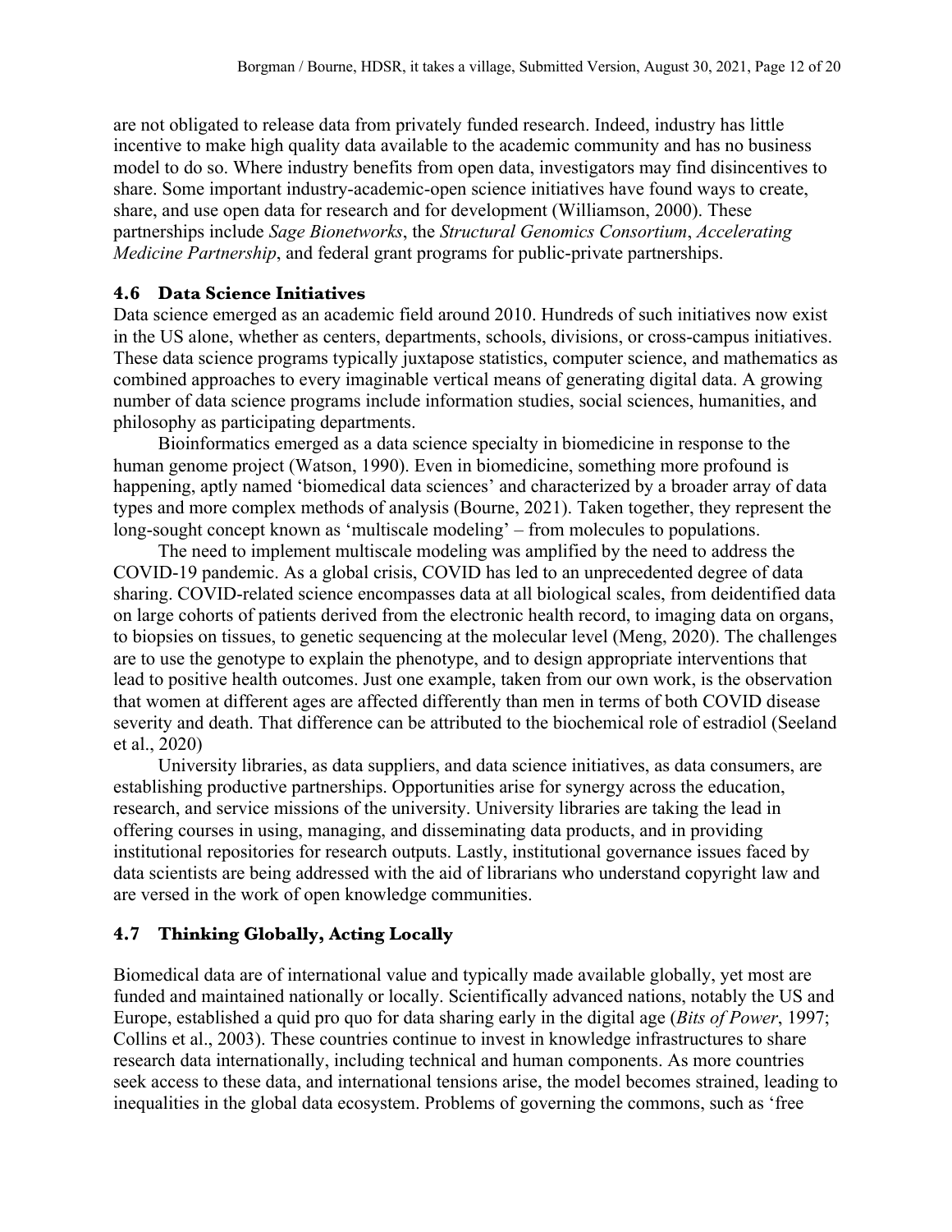are not obligated to release data from privately funded research. Indeed, industry has little incentive to make high quality data available to the academic community and has no business model to do so. Where industry benefits from open data, investigators may find disincentives to share. Some important industry-academic-open science initiatives have found ways to create, share, and use open data for research and for development (Williamson, 2000). These partnerships include *Sage Bionetworks*, the *Structural Genomics Consortium*, *Accelerating Medicine Partnership*, and federal grant programs for public-private partnerships.

### 4.6 Data Science Initiatives

Data science emerged as an academic field around 2010. Hundreds of such initiatives now exist in the US alone, whether as centers, departments, schools, divisions, or cross-campus initiatives. These data science programs typically juxtapose statistics, computer science, and mathematics as combined approaches to every imaginable vertical means of generating digital data. A growing number of data science programs include information studies, social sciences, humanities, and philosophy as participating departments.

Bioinformatics emerged as a data science specialty in biomedicine in response to the human genome project (Watson, 1990). Even in biomedicine, something more profound is happening, aptly named 'biomedical data sciences' and characterized by a broader array of data types and more complex methods of analysis (Bourne, 2021). Taken together, they represent the long-sought concept known as 'multiscale modeling' – from molecules to populations.

The need to implement multiscale modeling was amplified by the need to address the COVID-19 pandemic. As a global crisis, COVID has led to an unprecedented degree of data sharing. COVID-related science encompasses data at all biological scales, from deidentified data on large cohorts of patients derived from the electronic health record, to imaging data on organs, to biopsies on tissues, to genetic sequencing at the molecular level (Meng, 2020). The challenges are to use the genotype to explain the phenotype, and to design appropriate interventions that lead to positive health outcomes. Just one example, taken from our own work, is the observation that women at different ages are affected differently than men in terms of both COVID disease severity and death. That difference can be attributed to the biochemical role of estradiol (Seeland et al., 2020)

University libraries, as data suppliers, and data science initiatives, as data consumers, are establishing productive partnerships. Opportunities arise for synergy across the education, research, and service missions of the university. University libraries are taking the lead in offering courses in using, managing, and disseminating data products, and in providing institutional repositories for research outputs. Lastly, institutional governance issues faced by data scientists are being addressed with the aid of librarians who understand copyright law and are versed in the work of open knowledge communities.

### 4.7 Thinking Globally, Acting Locally

Biomedical data are of international value and typically made available globally, yet most are funded and maintained nationally or locally. Scientifically advanced nations, notably the US and Europe, established a quid pro quo for data sharing early in the digital age (*Bits of Power*, 1997; Collins et al., 2003). These countries continue to invest in knowledge infrastructures to share research data internationally, including technical and human components. As more countries seek access to these data, and international tensions arise, the model becomes strained, leading to inequalities in the global data ecosystem. Problems of governing the commons, such as 'free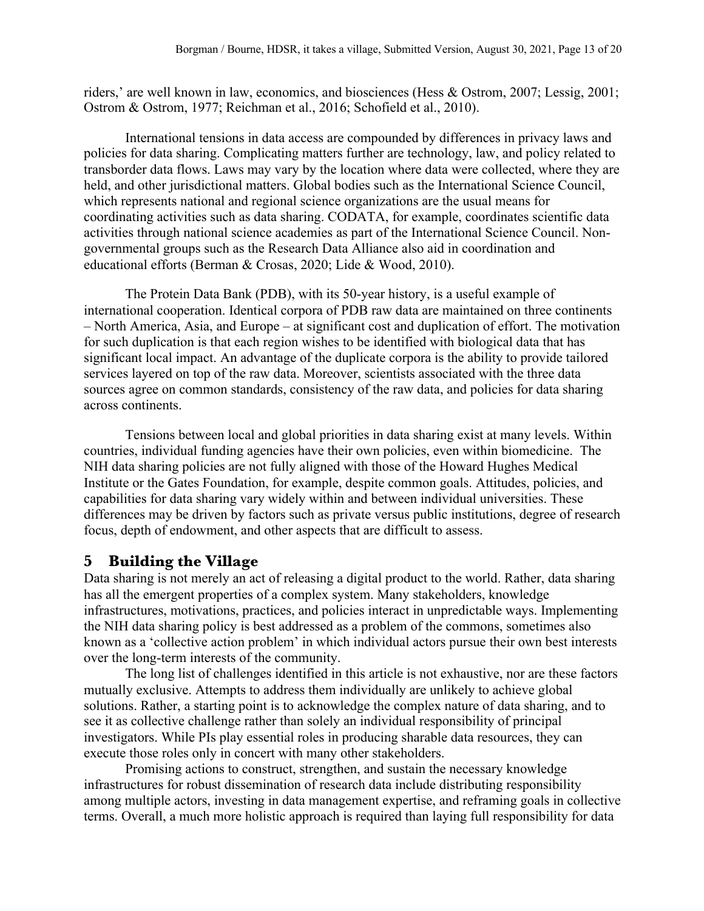riders,' are well known in law, economics, and biosciences (Hess & Ostrom, 2007; Lessig, 2001; Ostrom & Ostrom, 1977; Reichman et al., 2016; Schofield et al., 2010).

International tensions in data access are compounded by differences in privacy laws and policies for data sharing. Complicating matters further are technology, law, and policy related to transborder data flows. Laws may vary by the location where data were collected, where they are held, and other jurisdictional matters. Global bodies such as the International Science Council, which represents national and regional science organizations are the usual means for coordinating activities such as data sharing. CODATA, for example, coordinates scientific data activities through national science academies as part of the International Science Council. Non-governmental groups such as the Research Data Alliance also aid in coordination and educational efforts (Berman & Crosas, 2020; Lide & Wood, 2010).

The Protein Data Bank (PDB), with its 50-year history, is a useful example of international cooperation. Identical corpora of PDB raw data are maintained on three continents – North America, Asia, and Europe – at significant cost and duplication of effort. The motivation for such duplication is that each region wishes to be identified with biological data that has significant local impact. An advantage of the duplicate corpora is the ability to provide tailored services layered on top of the raw data. Moreover, scientists associated with the three data sources agree on common standards, consistency of the raw data, and policies for data sharing across continents.

Tensions between local and global priorities in data sharing exist at many levels. Within countries, individual funding agencies have their own policies, even within biomedicine. The NIH data sharing policies are not fully aligned with those of the Howard Hughes Medical Institute or the Gates Foundation, for example, despite common goals. Attitudes, policies, and capabilities for data sharing vary widely within and between individual universities. These differences may be driven by factors such as private versus public institutions, degree of research focus, depth of endowment, and other aspects that are difficult to assess.

# 5 Building the Village

Data sharing is not merely an act of releasing a digital product to the world. Rather, data sharing has all the emergent properties of a complex system. Many stakeholders, knowledge infrastructures, motivations, practices, and policies interact in unpredictable ways. Implementing the NIH data sharing policy is best addressed as a problem of the commons, sometimes also known as a 'collective action problem' in which individual actors pursue their own best interests over the long-term interests of the community.

The long list of challenges identified in this article is not exhaustive, nor are these factors mutually exclusive. Attempts to address them individually are unlikely to achieve global solutions. Rather, a starting point is to acknowledge the complex nature of data sharing, and to see it as collective challenge rather than solely an individual responsibility of principal investigators. While PIs play essential roles in producing sharable data resources, they can execute those roles only in concert with many other stakeholders.

Promising actions to construct, strengthen, and sustain the necessary knowledge infrastructures for robust dissemination of research data include distributing responsibility among multiple actors, investing in data management expertise, and reframing goals in collective terms. Overall, a much more holistic approach is required than laying full responsibility for data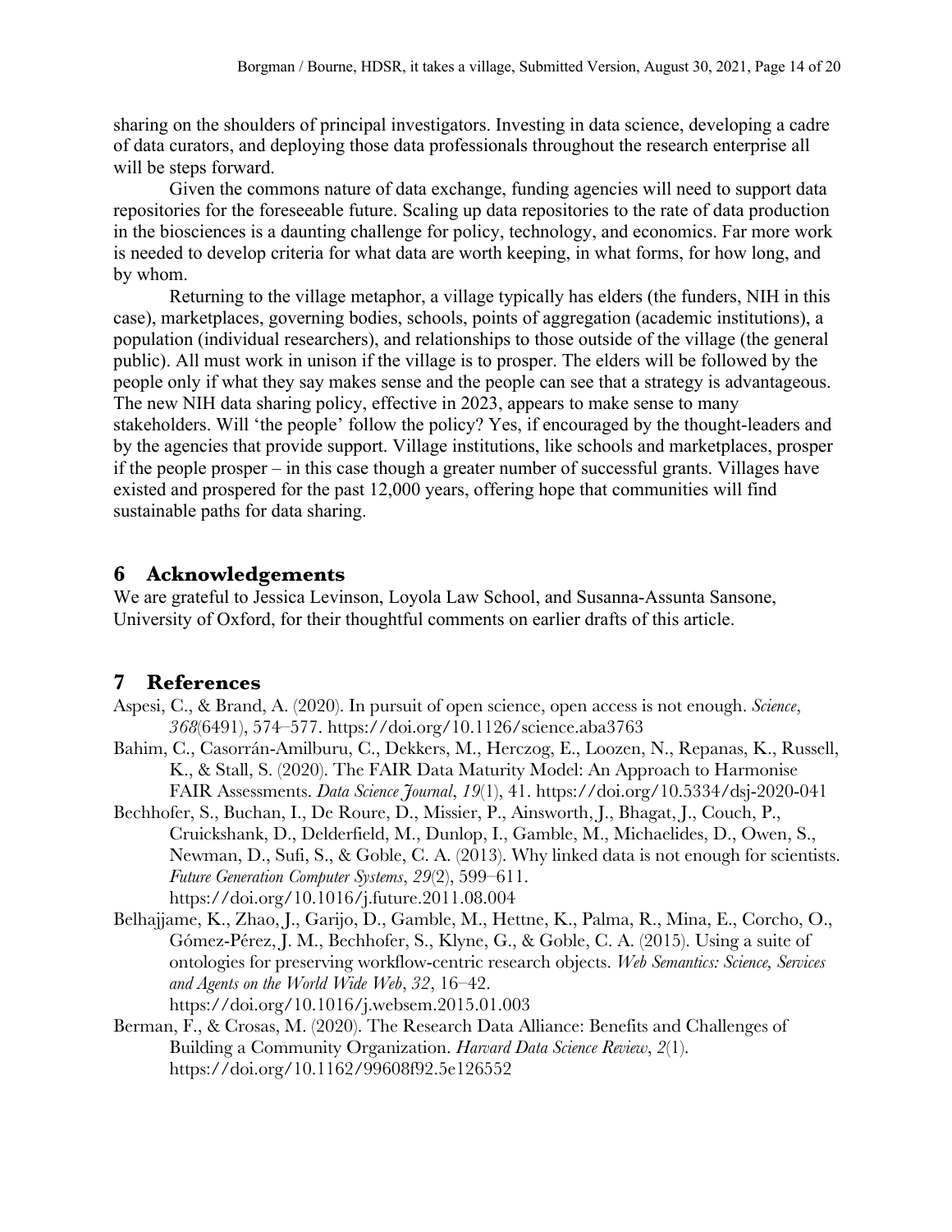sharing on the shoulders of principal investigators. Investing in data science, developing a cadre of data curators, and deploying those data professionals throughout the research enterprise all will be steps forward.

Given the commons nature of data exchange, funding agencies will need to support data repositories for the foreseeable future. Scaling up data repositories to the rate of data production in the biosciences is a daunting challenge for policy, technology, and economics. Far more work is needed to develop criteria for what data are worth keeping, in what forms, for how long, and by whom.

Returning to the village metaphor, a village typically has elders (the funders, NIH in this case), marketplaces, governing bodies, schools, points of aggregation (academic institutions), a population (individual researchers), and relationships to those outside of the village (the general public). All must work in unison if the village is to prosper. The elders will be followed by the people only if what they say makes sense and the people can see that a strategy is advantageous. The new NIH data sharing policy, effective in 2023, appears to make sense to many stakeholders. Will 'the people' follow the policy? Yes, if encouraged by the thought-leaders and by the agencies that provide support. Village institutions, like schools and marketplaces, prosper if the people prosper – in this case though a greater number of successful grants. Villages have existed and prospered for the past 12,000 years, offering hope that communities will find sustainable paths for data sharing.

## 6 Acknowledgements

We are grateful to Jessica Levinson, Loyola Law School, and Susanna-Assunta Sansone, University of Oxford, for their thoughtful comments on earlier drafts of this article.

## 7 References

Aspesi, C., & Brand, A. (2020). In pursuit of open science, open access is not enough. *Science*, *368*(6491), 574–577. https://doi.org/10.1126/science.aba3763

Bahim, C., Casorrán-Amilburu, C., Dekkers, M., Herczog, E., Loozen, N., Repanas, K., Russell, K., & Stall, S. (2020). The FAIR Data Maturity Model: An Approach to Harmonise FAIR Assessments. *Data Science Journal*, *19*(1), 41. https://doi.org/10.5334/dsj-2020-041

Bechhofer, S., Buchan, I., De Roure, D., Missier, P., Ainsworth, J., Bhagat, J., Couch, P., Cruickshank, D., Delderfield, M., Dunlop, I., Gamble, M., Michaelides, D., Owen, S., Newman, D., Sufi, S., & Goble, C. A. (2013). Why linked data is not enough for scientists. *Future Generation Computer Systems*, *29*(2), 599–611. https://doi.org/10.1016/j.future.2011.08.004

Belhajjame, K., Zhao, J., Garijo, D., Gamble, M., Hettne, K., Palma, R., Mina, E., Corcho, O., Gómez-Pérez, J. M., Bechhofer, S., Klyne, G., & Goble, C. A. (2015). Using a suite of ontologies for preserving workflow-centric research objects. *Web Semantics: Science, Services and Agents on the World Wide Web*, *32*, 16–42. https://doi.org/10.1016/j.websem.2015.01.003

Berman, F., & Crosas, M. (2020). The Research Data Alliance: Benefits and Challenges of Building a Community Organization. *Harvard Data Science Review*, *2*(1). https://doi.org/10.1162/99608f92.5e126552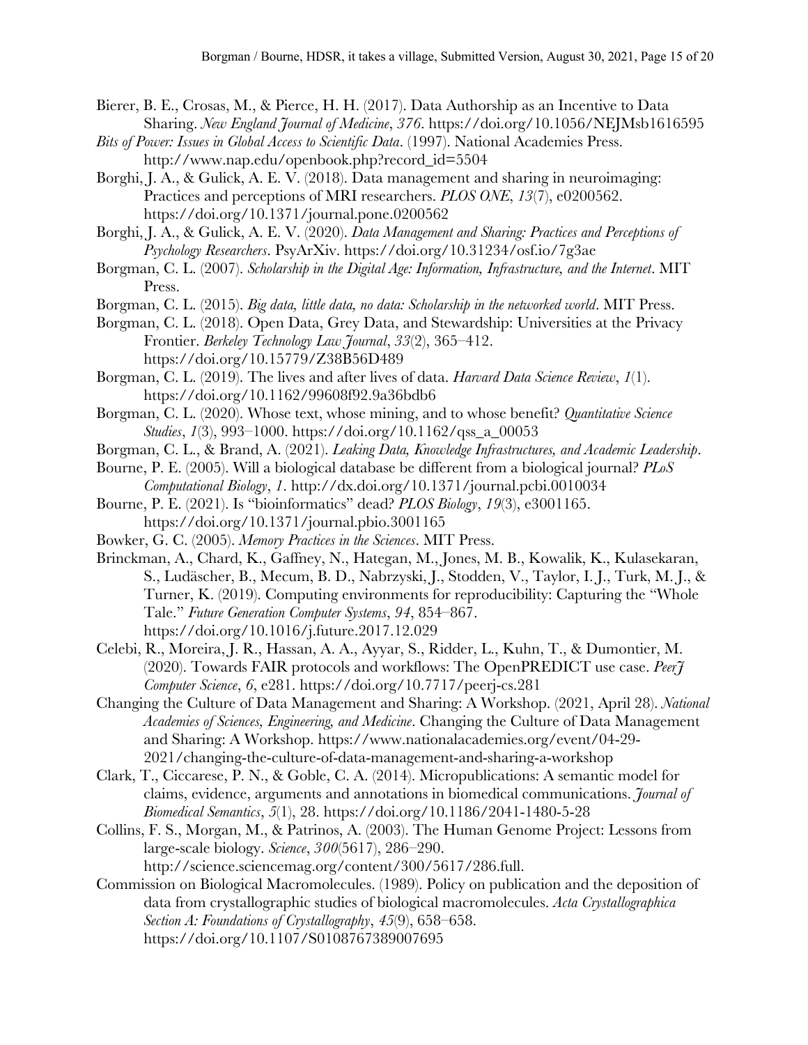Bierer, B. E., Crosas, M., & Pierce, H. H. (2017). Data Authorship as an Incentive to Data Sharing. *New England Journal of Medicine*, *376*. https://doi.org/10.1056/NEJMsb1616595

*Bits of Power: Issues in Global Access to Scientific Data*. (1997). National Academies Press. http://www.nap.edu/openbook.php?record_id=5504

Borghi, J. A., & Gulick, A. E. V. (2018). Data management and sharing in neuroimaging: Practices and perceptions of MRI researchers. *PLOS ONE*, *13*(7), e0200562. https://doi.org/10.1371/journal.pone.0200562

Borghi, J. A., & Gulick, A. E. V. (2020). *Data Management and Sharing: Practices and Perceptions of Psychology Researchers*. PsyArXiv. https://doi.org/10.31234/osf.io/7g3ae

Borgman, C. L. (2007). *Scholarship in the Digital Age: Information, Infrastructure, and the Internet*. MIT Press.

Borgman, C. L. (2015). *Big data, little data, no data: Scholarship in the networked world*. MIT Press.

Borgman, C. L. (2018). Open Data, Grey Data, and Stewardship: Universities at the Privacy Frontier. *Berkeley Technology Law Journal*, *33*(2), 365–412. https://doi.org/10.15779/Z38B56D489

Borgman, C. L. (2019). The lives and after lives of data. *Harvard Data Science Review*, *1*(1). https://doi.org/10.1162/99608f92.9a36bdb6

Borgman, C. L. (2020). Whose text, whose mining, and to whose benefit? *Quantitative Science Studies*, *1*(3), 993–1000. https://doi.org/10.1162/qss_a_00053

Borgman, C. L., & Brand, A. (2021). *Leaking Data, Knowledge Infrastructures, and Academic Leadership*.

Bourne, P. E. (2005). Will a biological database be different from a biological journal? *PLoS Computational Biology*, *1*. http://dx.doi.org/10.1371/journal.pcbi.0010034

Bourne, P. E. (2021). Is "bioinformatics" dead? *PLOS Biology*, *19*(3), e3001165. https://doi.org/10.1371/journal.pbio.3001165

Bowker, G. C. (2005). *Memory Practices in the Sciences*. MIT Press.

Brinckman, A., Chard, K., Gaffney, N., Hategan, M., Jones, M. B., Kowalik, K., Kulasekaran, S., Ludäscher, B., Mecum, B. D., Nabrzyski, J., Stodden, V., Taylor, I. J., Turk, M. J., & Turner, K. (2019). Computing environments for reproducibility: Capturing the "Whole Tale." *Future Generation Computer Systems*, *94*, 854–867. https://doi.org/10.1016/j.future.2017.12.029

Celebi, R., Moreira, J. R., Hassan, A. A., Ayyar, S., Ridder, L., Kuhn, T., & Dumontier, M. (2020). Towards FAIR protocols and workflows: The OpenPREDICT use case. *PeerJ Computer Science*, *6*, e281. https://doi.org/10.7717/peerj-cs.281

Changing the Culture of Data Management and Sharing: A Workshop. (2021, April 28). *National Academies of Sciences, Engineering, and Medicine*. Changing the Culture of Data Management and Sharing: A Workshop. https://www.nationalacademies.org/event/04-29-2021/changing-the-culture-of-data-management-and-sharing-a-workshop

Clark, T., Ciccarese, P. N., & Goble, C. A. (2014). Micropublications: A semantic model for claims, evidence, arguments and annotations in biomedical communications. *Journal of Biomedical Semantics*, *5*(1), 28. https://doi.org/10.1186/2041-1480-5-28

Collins, F. S., Morgan, M., & Patrinos, A. (2003). The Human Genome Project: Lessons from large-scale biology. *Science*, *300*(5617), 286–290. http://science.sciencemag.org/content/300/5617/286.full.

Commission on Biological Macromolecules. (1989). Policy on publication and the deposition of data from crystallographic studies of biological macromolecules. *Acta Crystallographica Section A: Foundations of Crystallography*, *45*(9), 658–658. https://doi.org/10.1107/S0108767389007695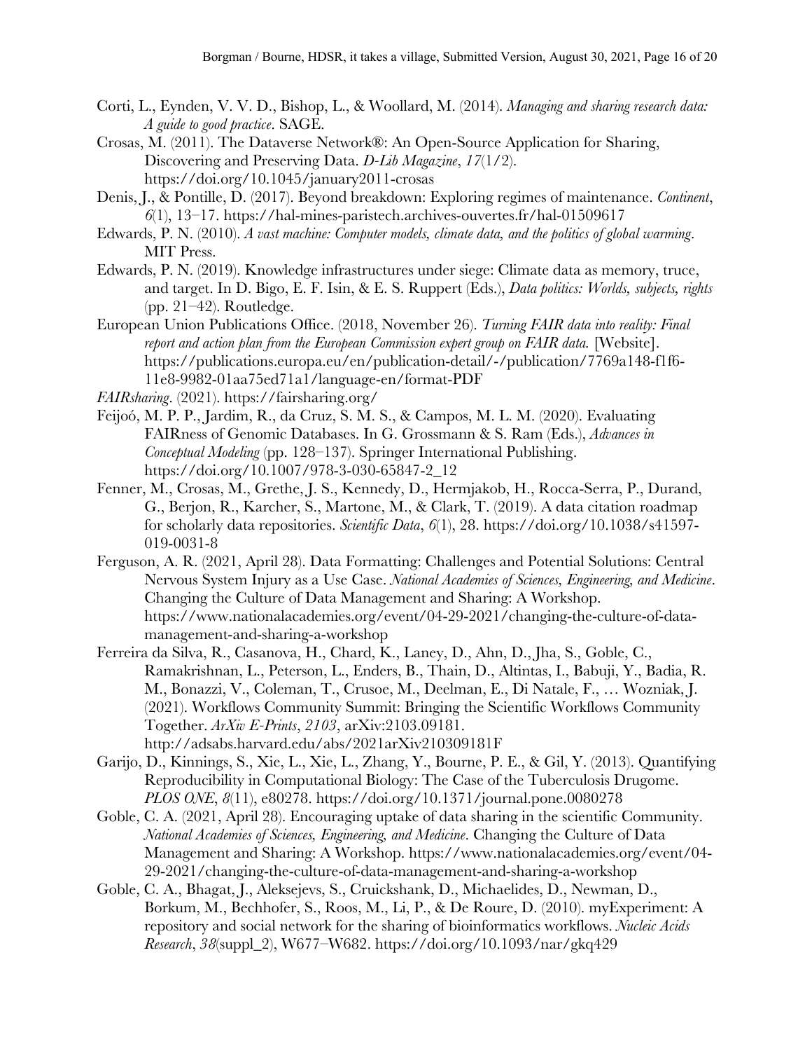Corti, L., Eynden, V. V. D., Bishop, L., & Woollard, M. (2014). *Managing and sharing research data: A guide to good practice*. SAGE.

Crosas, M. (2011). The Dataverse Network®: An Open-Source Application for Sharing, Discovering and Preserving Data. *D-Lib Magazine*, *17*(1/2). https://doi.org/10.1045/january2011-crosas

Denis, J., & Pontille, D. (2017). Beyond breakdown: Exploring regimes of maintenance. *Continent*, *6*(1), 13–17. https://hal-mines-paristech.archives-ouvertes.fr/hal-01509617

Edwards, P. N. (2010). *A vast machine: Computer models, climate data, and the politics of global warming*. MIT Press.

Edwards, P. N. (2019). Knowledge infrastructures under siege: Climate data as memory, truce, and target. In D. Bigo, E. F. Isin, & E. S. Ruppert (Eds.), *Data politics: Worlds, subjects, rights* (pp. 21–42). Routledge.

European Union Publications Office. (2018, November 26). *Turning FAIR data into reality: Final report and action plan from the European Commission expert group on FAIR data.* [Website]. https://publications.europa.eu/en/publication-detail/-/publication/7769a148-f1f6-11e8-9982-01aa75ed71a1/language-en/format-PDF

*FAIRsharing*. (2021). https://fairsharing.org/

Feijoó, M. P. P., Jardim, R., da Cruz, S. M. S., & Campos, M. L. M. (2020). Evaluating FAIRness of Genomic Databases. In G. Grossmann & S. Ram (Eds.), *Advances in Conceptual Modeling* (pp. 128–137). Springer International Publishing. https://doi.org/10.1007/978-3-030-65847-2_12

Fenner, M., Crosas, M., Grethe, J. S., Kennedy, D., Hermjakob, H., Rocca-Serra, P., Durand, G., Berjon, R., Karcher, S., Martone, M., & Clark, T. (2019). A data citation roadmap for scholarly data repositories. *Scientific Data*, *6*(1), 28. https://doi.org/10.1038/s41597-019-0031-8

Ferguson, A. R. (2021, April 28). Data Formatting: Challenges and Potential Solutions: Central Nervous System Injury as a Use Case. *National Academies of Sciences, Engineering, and Medicine*. Changing the Culture of Data Management and Sharing: A Workshop. https://www.nationalacademies.org/event/04-29-2021/changing-the-culture-of-data-management-and-sharing-a-workshop

Ferreira da Silva, R., Casanova, H., Chard, K., Laney, D., Ahn, D., Jha, S., Goble, C., Ramakrishnan, L., Peterson, L., Enders, B., Thain, D., Altintas, I., Babuji, Y., Badia, R. M., Bonazzi, V., Coleman, T., Crusoe, M., Deelman, E., Di Natale, F., … Wozniak, J. (2021). Workflows Community Summit: Bringing the Scientific Workflows Community Together. *ArXiv E-Prints*, *2103*, arXiv:2103.09181. http://adsabs.harvard.edu/abs/2021arXiv210309181F

Garijo, D., Kinnings, S., Xie, L., Xie, L., Zhang, Y., Bourne, P. E., & Gil, Y. (2013). Quantifying Reproducibility in Computational Biology: The Case of the Tuberculosis Drugome. *PLOS ONE*, *8*(11), e80278. https://doi.org/10.1371/journal.pone.0080278

Goble, C. A. (2021, April 28). Encouraging uptake of data sharing in the scientific Community. *National Academies of Sciences, Engineering, and Medicine*. Changing the Culture of Data Management and Sharing: A Workshop. https://www.nationalacademies.org/event/04-29-2021/changing-the-culture-of-data-management-and-sharing-a-workshop

Goble, C. A., Bhagat, J., Aleksejevs, S., Cruickshank, D., Michaelides, D., Newman, D., Borkum, M., Bechhofer, S., Roos, M., Li, P., & De Roure, D. (2010). myExperiment: A repository and social network for the sharing of bioinformatics workflows. *Nucleic Acids Research*, *38*(suppl_2), W677–W682. https://doi.org/10.1093/nar/gkq429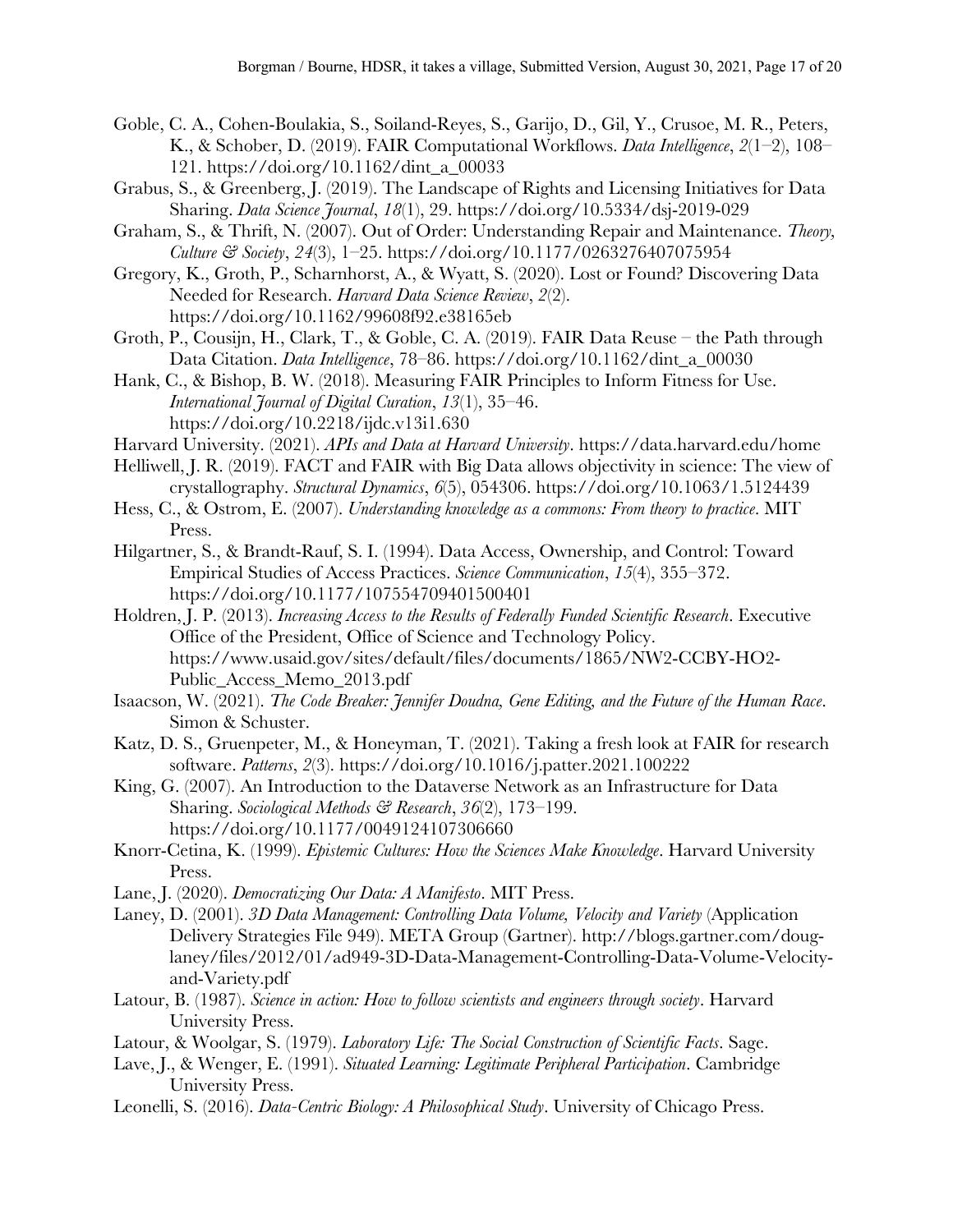Goble, C. A., Cohen-Boulakia, S., Soiland-Reyes, S., Garijo, D., Gil, Y., Crusoe, M. R., Peters, K., & Schober, D. (2019). FAIR Computational Workflows. *Data Intelligence*, *2*(1–2), 108–121. https://doi.org/10.1162/dint_a_00033

Grabus, S., & Greenberg, J. (2019). The Landscape of Rights and Licensing Initiatives for Data Sharing. *Data Science Journal*, *18*(1), 29. https://doi.org/10.5334/dsj-2019-029

Graham, S., & Thrift, N. (2007). Out of Order: Understanding Repair and Maintenance. *Theory, Culture & Society*, *24*(3), 1–25. https://doi.org/10.1177/0263276407075954

Gregory, K., Groth, P., Scharnhorst, A., & Wyatt, S. (2020). Lost or Found? Discovering Data Needed for Research. *Harvard Data Science Review*, *2*(2). https://doi.org/10.1162/99608f92.e38165eb

Groth, P., Cousijn, H., Clark, T., & Goble, C. A. (2019). FAIR Data Reuse – the Path through Data Citation. *Data Intelligence*, 78–86. https://doi.org/10.1162/dint_a_00030

Hank, C., & Bishop, B. W. (2018). Measuring FAIR Principles to Inform Fitness for Use. *International Journal of Digital Curation*, *13*(1), 35–46. https://doi.org/10.2218/ijdc.v13i1.630

Harvard University. (2021). *APIs and Data at Harvard University*. https://data.harvard.edu/home

Helliwell, J. R. (2019). FACT and FAIR with Big Data allows objectivity in science: The view of crystallography. *Structural Dynamics*, *6*(5), 054306. https://doi.org/10.1063/1.5124439

Hess, C., & Ostrom, E. (2007). *Understanding knowledge as a commons: From theory to practice*. MIT Press.

Hilgartner, S., & Brandt-Rauf, S. I. (1994). Data Access, Ownership, and Control: Toward Empirical Studies of Access Practices. *Science Communication*, *15*(4), 355–372. https://doi.org/10.1177/107554709401500401

Holdren, J. P. (2013). *Increasing Access to the Results of Federally Funded Scientific Research*. Executive Office of the President, Office of Science and Technology Policy. https://www.usaid.gov/sites/default/files/documents/1865/NW2-CCBY-HO2-Public_Access_Memo_2013.pdf

Isaacson, W. (2021). *The Code Breaker: Jennifer Doudna, Gene Editing, and the Future of the Human Race*. Simon & Schuster.

Katz, D. S., Gruenpeter, M., & Honeyman, T. (2021). Taking a fresh look at FAIR for research software. *Patterns*, *2*(3). https://doi.org/10.1016/j.patter.2021.100222

King, G. (2007). An Introduction to the Dataverse Network as an Infrastructure for Data Sharing. *Sociological Methods & Research*, *36*(2), 173–199. https://doi.org/10.1177/0049124107306660

Knorr-Cetina, K. (1999). *Epistemic Cultures: How the Sciences Make Knowledge*. Harvard University Press.

Lane, J. (2020). *Democratizing Our Data: A Manifesto*. MIT Press.

Laney, D. (2001). *3D Data Management: Controlling Data Volume, Velocity and Variety* (Application Delivery Strategies File 949). META Group (Gartner). http://blogs.gartner.com/doug-laney/files/2012/01/ad949-3D-Data-Management-Controlling-Data-Volume-Velocity-and-Variety.pdf

Latour, B. (1987). *Science in action: How to follow scientists and engineers through society*. Harvard University Press.

Latour, & Woolgar, S. (1979). *Laboratory Life: The Social Construction of Scientific Facts*. Sage.

Lave, J., & Wenger, E. (1991). *Situated Learning: Legitimate Peripheral Participation*. Cambridge University Press.

Leonelli, S. (2016). *Data-Centric Biology: A Philosophical Study*. University of Chicago Press.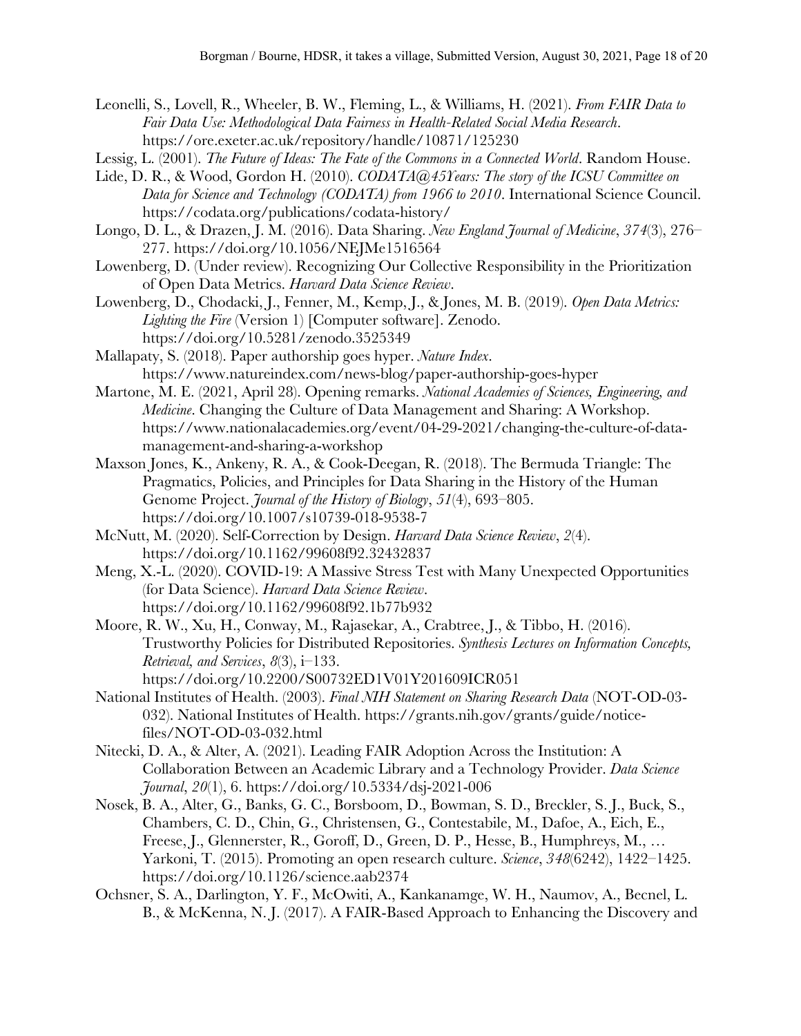Leonelli, S., Lovell, R., Wheeler, B. W., Fleming, L., & Williams, H. (2021). *From FAIR Data to Fair Data Use: Methodological Data Fairness in Health-Related Social Media Research*. https://ore.exeter.ac.uk/repository/handle/10871/125230

Lessig, L. (2001). *The Future of Ideas: The Fate of the Commons in a Connected World*. Random House.

Lide, D. R., & Wood, Gordon H. (2010). *CODATA@45Years: The story of the ICSU Committee on Data for Science and Technology (CODATA) from 1966 to 2010*. International Science Council. https://codata.org/publications/codata-history/

Longo, D. L., & Drazen, J. M. (2016). Data Sharing. *New England Journal of Medicine*, *374*(3), 276–277. https://doi.org/10.1056/NEJMe1516564

Lowenberg, D. (Under review). Recognizing Our Collective Responsibility in the Prioritization of Open Data Metrics. *Harvard Data Science Review*.

Lowenberg, D., Chodacki, J., Fenner, M., Kemp, J., & Jones, M. B. (2019). *Open Data Metrics: Lighting the Fire* (Version 1) [Computer software]. Zenodo. https://doi.org/10.5281/zenodo.3525349

Mallapaty, S. (2018). Paper authorship goes hyper. *Nature Index*. https://www.natureindex.com/news-blog/paper-authorship-goes-hyper

Martone, M. E. (2021, April 28). Opening remarks. *National Academies of Sciences, Engineering, and Medicine*. Changing the Culture of Data Management and Sharing: A Workshop. https://www.nationalacademies.org/event/04-29-2021/changing-the-culture-of-data-management-and-sharing-a-workshop

Maxson Jones, K., Ankeny, R. A., & Cook-Deegan, R. (2018). The Bermuda Triangle: The Pragmatics, Policies, and Principles for Data Sharing in the History of the Human Genome Project. *Journal of the History of Biology*, *51*(4), 693–805. https://doi.org/10.1007/s10739-018-9538-7

McNutt, M. (2020). Self-Correction by Design. *Harvard Data Science Review*, *2*(4). https://doi.org/10.1162/99608f92.32432837

Meng, X.-L. (2020). COVID-19: A Massive Stress Test with Many Unexpected Opportunities (for Data Science). *Harvard Data Science Review*. https://doi.org/10.1162/99608f92.1b77b932

Moore, R. W., Xu, H., Conway, M., Rajasekar, A., Crabtree, J., & Tibbo, H. (2016). Trustworthy Policies for Distributed Repositories. *Synthesis Lectures on Information Concepts, Retrieval, and Services*, *8*(3), i–133. https://doi.org/10.2200/S00732ED1V01Y201609ICR051

National Institutes of Health. (2003). *Final NIH Statement on Sharing Research Data* (NOT-OD-03-032). National Institutes of Health. https://grants.nih.gov/grants/guide/notice-files/NOT-OD-03-032.html

Nitecki, D. A., & Alter, A. (2021). Leading FAIR Adoption Across the Institution: A Collaboration Between an Academic Library and a Technology Provider. *Data Science Journal*, *20*(1), 6. https://doi.org/10.5334/dsj-2021-006

Nosek, B. A., Alter, G., Banks, G. C., Borsboom, D., Bowman, S. D., Breckler, S. J., Buck, S., Chambers, C. D., Chin, G., Christensen, G., Contestabile, M., Dafoe, A., Eich, E., Freese, J., Glennerster, R., Goroff, D., Green, D. P., Hesse, B., Humphreys, M., … Yarkoni, T. (2015). Promoting an open research culture. *Science*, *348*(6242), 1422–1425. https://doi.org/10.1126/science.aab2374

Ochsner, S. A., Darlington, Y. F., McOwiti, A., Kankanamge, W. H., Naumov, A., Becnel, L. B., & McKenna, N. J. (2017). A FAIR-Based Approach to Enhancing the Discovery and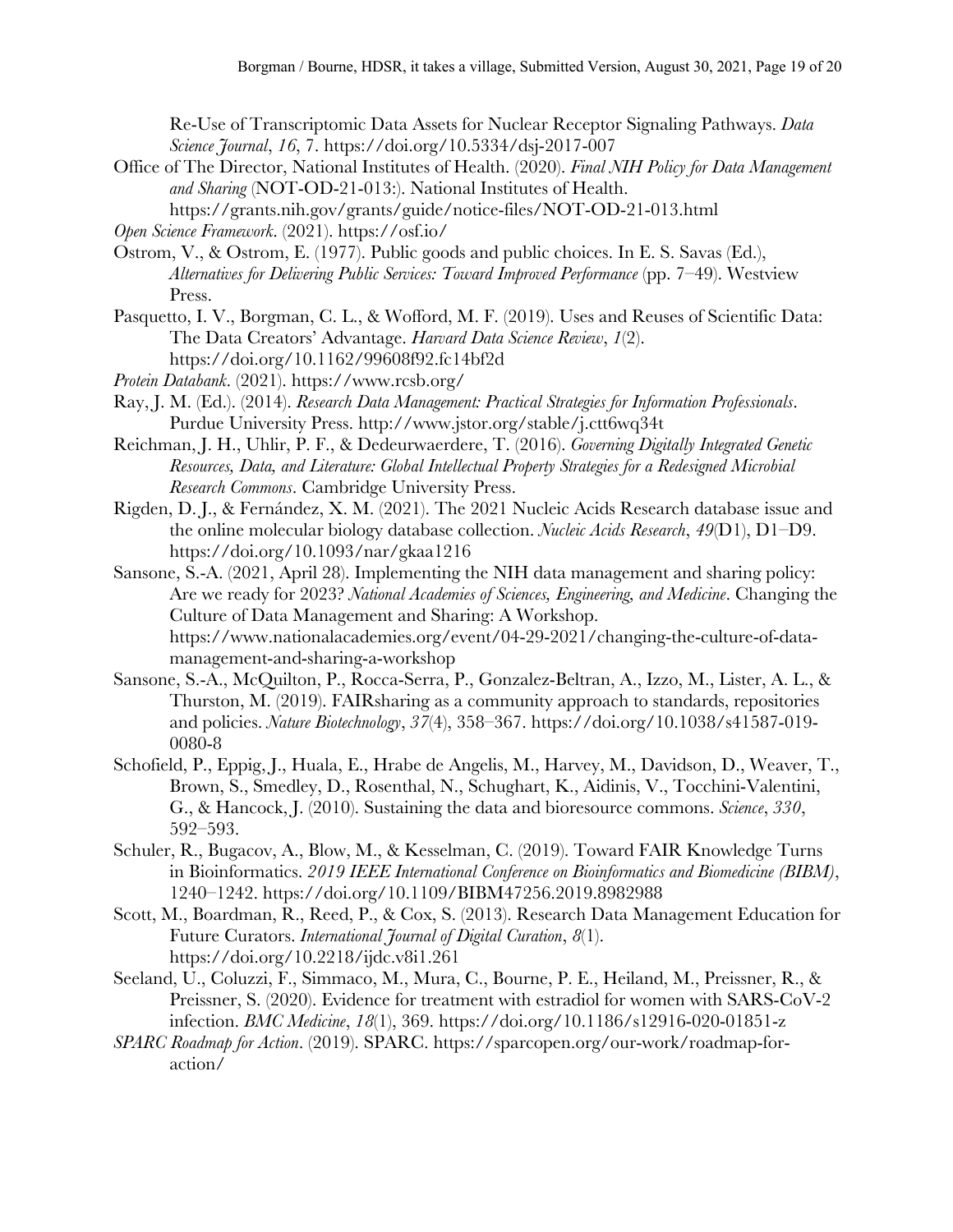Re-Use of Transcriptomic Data Assets for Nuclear Receptor Signaling Pathways. *Data Science Journal*, *16*, 7. https://doi.org/10.5334/dsj-2017-007

Office of The Director, National Institutes of Health. (2020). *Final NIH Policy for Data Management and Sharing* (NOT-OD-21-013:). National Institutes of Health. https://grants.nih.gov/grants/guide/notice-files/NOT-OD-21-013.html

*Open Science Framework*. (2021). https://osf.io/

Ostrom, V., & Ostrom, E. (1977). Public goods and public choices. In E. S. Savas (Ed.), *Alternatives for Delivering Public Services: Toward Improved Performance* (pp. 7–49). Westview Press.

Pasquetto, I. V., Borgman, C. L., & Wofford, M. F. (2019). Uses and Reuses of Scientific Data: The Data Creators' Advantage. *Harvard Data Science Review*, *1*(2). https://doi.org/10.1162/99608f92.fc14bf2d

*Protein Databank*. (2021). https://www.rcsb.org/

Ray, J. M. (Ed.). (2014). *Research Data Management: Practical Strategies for Information Professionals*. Purdue University Press. http://www.jstor.org/stable/j.ctt6wq34t

Reichman, J. H., Uhlir, P. F., & Dedeurwaerdere, T. (2016). *Governing Digitally Integrated Genetic Resources, Data, and Literature: Global Intellectual Property Strategies for a Redesigned Microbial Research Commons*. Cambridge University Press.

Rigden, D. J., & Fernández, X. M. (2021). The 2021 Nucleic Acids Research database issue and the online molecular biology database collection. *Nucleic Acids Research*, *49*(D1), D1–D9. https://doi.org/10.1093/nar/gkaa1216

Sansone, S.-A. (2021, April 28). Implementing the NIH data management and sharing policy: Are we ready for 2023? *National Academies of Sciences, Engineering, and Medicine*. Changing the Culture of Data Management and Sharing: A Workshop. https://www.nationalacademies.org/event/04-29-2021/changing-the-culture-of-data-management-and-sharing-a-workshop

Sansone, S.-A., McQuilton, P., Rocca-Serra, P., Gonzalez-Beltran, A., Izzo, M., Lister, A. L., & Thurston, M. (2019). FAIRsharing as a community approach to standards, repositories and policies. *Nature Biotechnology*, *37*(4), 358–367. https://doi.org/10.1038/s41587-019-0080-8

Schofield, P., Eppig, J., Huala, E., Hrabe de Angelis, M., Harvey, M., Davidson, D., Weaver, T., Brown, S., Smedley, D., Rosenthal, N., Schughart, K., Aidinis, V., Tocchini-Valentini, G., & Hancock, J. (2010). Sustaining the data and bioresource commons. *Science*, *330*, 592–593.

Schuler, R., Bugacov, A., Blow, M., & Kesselman, C. (2019). Toward FAIR Knowledge Turns in Bioinformatics. *2019 IEEE International Conference on Bioinformatics and Biomedicine (BIBM)*, 1240–1242. https://doi.org/10.1109/BIBM47256.2019.8982988

Scott, M., Boardman, R., Reed, P., & Cox, S. (2013). Research Data Management Education for Future Curators. *International Journal of Digital Curation*, *8*(1). https://doi.org/10.2218/ijdc.v8i1.261

Seeland, U., Coluzzi, F., Simmaco, M., Mura, C., Bourne, P. E., Heiland, M., Preissner, R., & Preissner, S. (2020). Evidence for treatment with estradiol for women with SARS-CoV-2 infection. *BMC Medicine*, *18*(1), 369. https://doi.org/10.1186/s12916-020-01851-z

*SPARC Roadmap for Action*. (2019). SPARC. https://sparcopen.org/our-work/roadmap-for-action/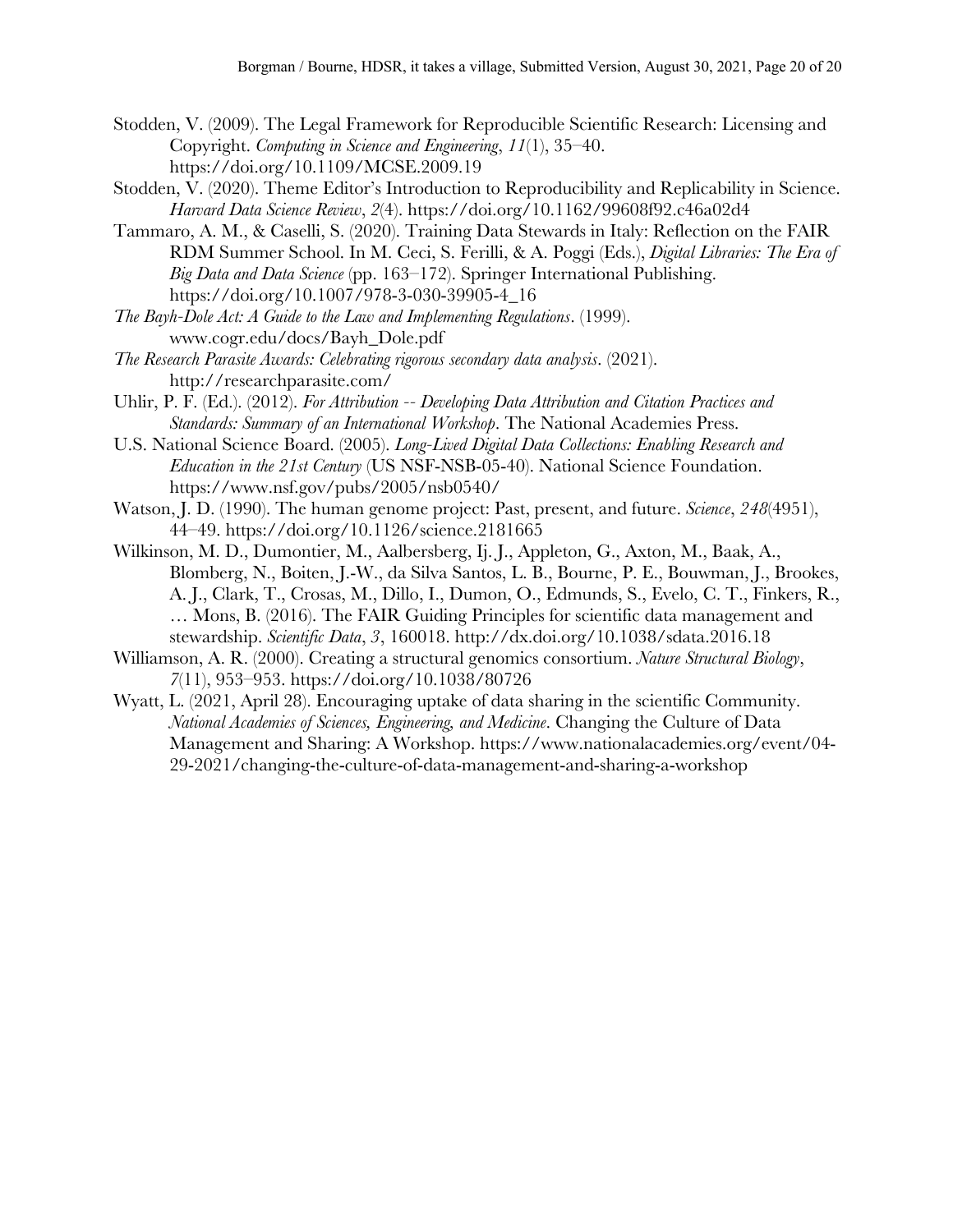Stodden, V. (2009). The Legal Framework for Reproducible Scientific Research: Licensing and Copyright. *Computing in Science and Engineering*, *11*(1), 35–40. https://doi.org/10.1109/MCSE.2009.19

Stodden, V. (2020). Theme Editor's Introduction to Reproducibility and Replicability in Science. *Harvard Data Science Review*, *2*(4). https://doi.org/10.1162/99608f92.c46a02d4

Tammaro, A. M., & Caselli, S. (2020). Training Data Stewards in Italy: Reflection on the FAIR RDM Summer School. In M. Ceci, S. Ferilli, & A. Poggi (Eds.), *Digital Libraries: The Era of Big Data and Data Science* (pp. 163–172). Springer International Publishing. https://doi.org/10.1007/978-3-030-39905-4_16

*The Bayh-Dole Act: A Guide to the Law and Implementing Regulations*. (1999). www.cogr.edu/docs/Bayh_Dole.pdf

*The Research Parasite Awards: Celebrating rigorous secondary data analysis*. (2021). http://researchparasite.com/

Uhlir, P. F. (Ed.). (2012). *For Attribution -- Developing Data Attribution and Citation Practices and Standards: Summary of an International Workshop*. The National Academies Press.

U.S. National Science Board. (2005). *Long-Lived Digital Data Collections: Enabling Research and Education in the 21st Century* (US NSF-NSB-05-40). National Science Foundation. https://www.nsf.gov/pubs/2005/nsb0540/

Watson, J. D. (1990). The human genome project: Past, present, and future. *Science*, *248*(4951), 44–49. https://doi.org/10.1126/science.2181665

Wilkinson, M. D., Dumontier, M., Aalbersberg, Ij. J., Appleton, G., Axton, M., Baak, A., Blomberg, N., Boiten, J.-W., da Silva Santos, L. B., Bourne, P. E., Bouwman, J., Brookes, A. J., Clark, T., Crosas, M., Dillo, I., Dumon, O., Edmunds, S., Evelo, C. T., Finkers, R., … Mons, B. (2016). The FAIR Guiding Principles for scientific data management and stewardship. *Scientific Data*, *3*, 160018. http://dx.doi.org/10.1038/sdata.2016.18

Williamson, A. R. (2000). Creating a structural genomics consortium. *Nature Structural Biology*, *7*(11), 953–953. https://doi.org/10.1038/80726

Wyatt, L. (2021, April 28). Encouraging uptake of data sharing in the scientific Community. *National Academies of Sciences, Engineering, and Medicine*. Changing the Culture of Data Management and Sharing: A Workshop. https://www.nationalacademies.org/event/04-29-2021/changing-the-culture-of-data-management-and-sharing-a-workshop